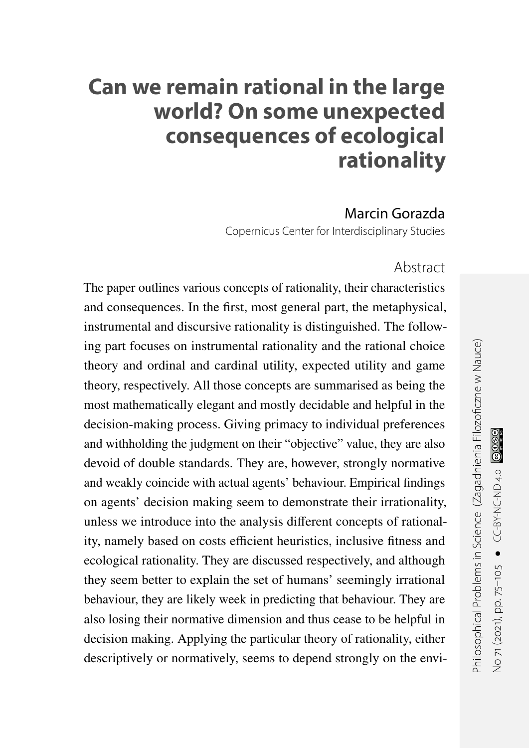# Can we remain rational in the large world? On some unexpected consequences of ecological rationality

Marcin Gorazda

Copernicus Center for Interdisciplinary Studies

## Abstract

The paper outlines various concepts of rationality, their characteristics and consequences. In the first, most general part, the metaphysical, instrumental and discursive rationality is distinguished. The following part focuses on instrumental rationality and the rational choice theory and ordinal and cardinal utility, expected utility and game theory, respectively. All those concepts are summarised as being the most mathematically elegant and mostly decidable and helpful in the decision-making process. Giving primacy to individual preferences and withholding the judgment on their "objective" value, they are also devoid of double standards. They are, however, strongly normative and weakly coincide with actual agents' behaviour. Empirical findings on agents' decision making seem to demonstrate their irrationality, unless we introduce into the analysis different concepts of rationality, namely based on costs efficient heuristics, inclusive fitness and ecological rationality. They are discussed respectively, and although they seem better to explain the set of humans' seemingly irrational behaviour, they are likely week in predicting that behaviour. They are also losing their normative dimension and thus cease to be helpful in decision making. Applying the particular theory of rationality, either descriptively or normatively, seems to depend strongly on the envi-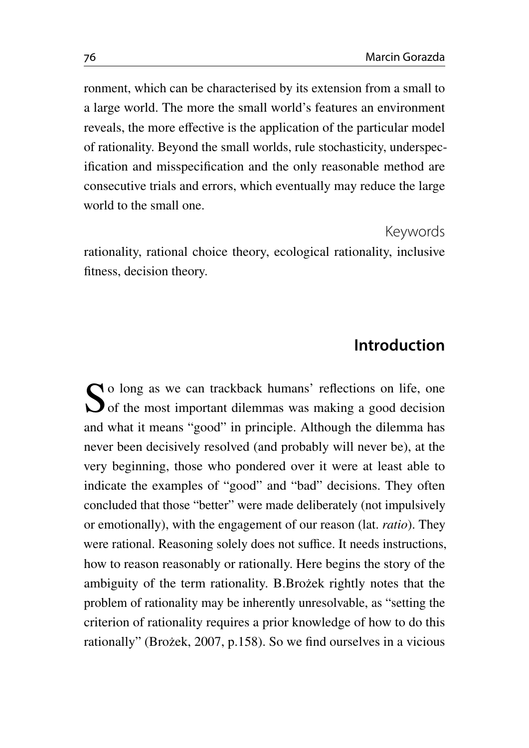ronment, which can be characterised by its extension from a small to a large world. The more the small world's features an environment reveals, the more effective is the application of the particular model of rationality. Beyond the small worlds, rule stochasticity, underspecification and misspecification and the only reasonable method are consecutive trials and errors, which eventually may reduce the large world to the small one.

### Keywords

rationality, rational choice theory, ecological rationality, inclusive fitness, decision theory.

## Introduction

So long as we can trackback humans' reflections on life, one of the most important dilemmas was making a good decision and what it means "good" in principle. Although the dilemma has never been decisively resolved (and probably will never be), at the very beginning, those who pondered over it were at least able to indicate the examples of "good" and "bad" decisions. They often concluded that those "better" were made deliberately (not impulsively or emotionally), with the engagement of our reason (lat. *ratio*). They were rational. Reasoning solely does not suffice. It needs instructions, how to reason reasonably or rationally. Here begins the story of the ambiguity of the term rationality. B.Brożek rightly notes that the problem of rationality may be inherently unresolvable, as "setting the criterion of rationality requires a prior knowledge of how to do this rationally" (Brożek, 2007, p.158). So we find ourselves in a vicious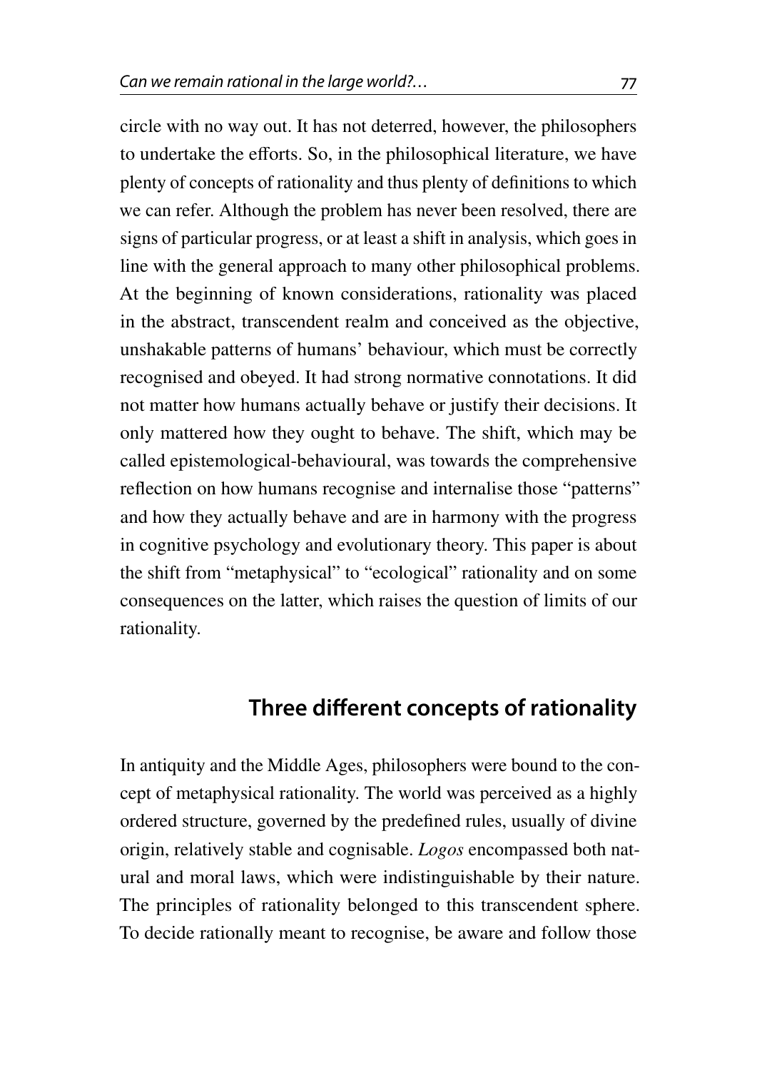circle with no way out. It has not deterred, however, the philosophers to undertake the efforts. So, in the philosophical literature, we have plenty of concepts of rationality and thus plenty of definitions to which we can refer. Although the problem has never been resolved, there are signs of particular progress, or at least a shift in analysis, which goes in line with the general approach to many other philosophical problems. At the beginning of known considerations, rationality was placed in the abstract, transcendent realm and conceived as the objective, unshakable patterns of humans' behaviour, which must be correctly recognised and obeyed. It had strong normative connotations. It did not matter how humans actually behave or justify their decisions. It only mattered how they ought to behave. The shift, which may be called epistemological-behavioural, was towards the comprehensive reflection on how humans recognise and internalise those "patterns" and how they actually behave and are in harmony with the progress in cognitive psychology and evolutionary theory. This paper is about the shift from "metaphysical" to "ecological" rationality and on some consequences on the latter, which raises the question of limits of our rationality.

## Three different concepts of rationality

In antiquity and the Middle Ages, philosophers were bound to the concept of metaphysical rationality. The world was perceived as a highly ordered structure, governed by the predefined rules, usually of divine origin, relatively stable and cognisable. *Logos* encompassed both natural and moral laws, which were indistinguishable by their nature. The principles of rationality belonged to this transcendent sphere. To decide rationally meant to recognise, be aware and follow those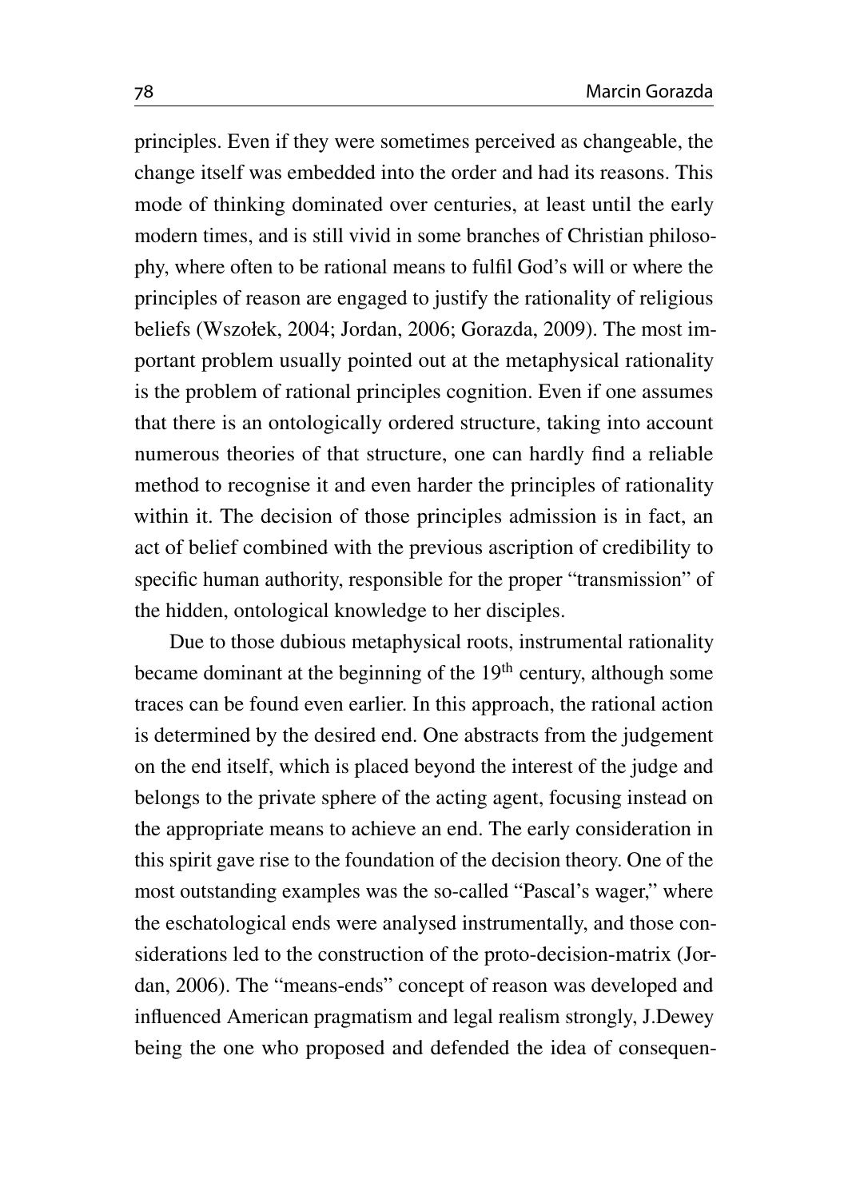principles. Even if they were sometimes perceived as changeable, the change itself was embedded into the order and had its reasons. This mode of thinking dominated over centuries, at least until the early modern times, and is still vivid in some branches of Christian philosophy, where often to be rational means to fulfil God's will or where the principles of reason are engaged to justify the rationality of religious beliefs (Wszołek, 2004; Jordan, 2006; Gorazda, 2009). The most important problem usually pointed out at the metaphysical rationality is the problem of rational principles cognition. Even if one assumes that there is an ontologically ordered structure, taking into account numerous theories of that structure, one can hardly find a reliable method to recognise it and even harder the principles of rationality within it. The decision of those principles admission is in fact, an act of belief combined with the previous ascription of credibility to specific human authority, responsible for the proper "transmission" of the hidden, ontological knowledge to her disciples.

Due to those dubious metaphysical roots, instrumental rationality became dominant at the beginning of the 19th century, although some traces can be found even earlier. In this approach, the rational action is determined by the desired end. One abstracts from the judgement on the end itself, which is placed beyond the interest of the judge and belongs to the private sphere of the acting agent, focusing instead on the appropriate means to achieve an end. The early consideration in this spirit gave rise to the foundation of the decision theory. One of the most outstanding examples was the so-called "Pascal's wager," where the eschatological ends were analysed instrumentally, and those considerations led to the construction of the proto-decision-matrix (Jordan, 2006). The "means-ends" concept of reason was developed and influenced American pragmatism and legal realism strongly, J.Dewey being the one who proposed and defended the idea of consequen-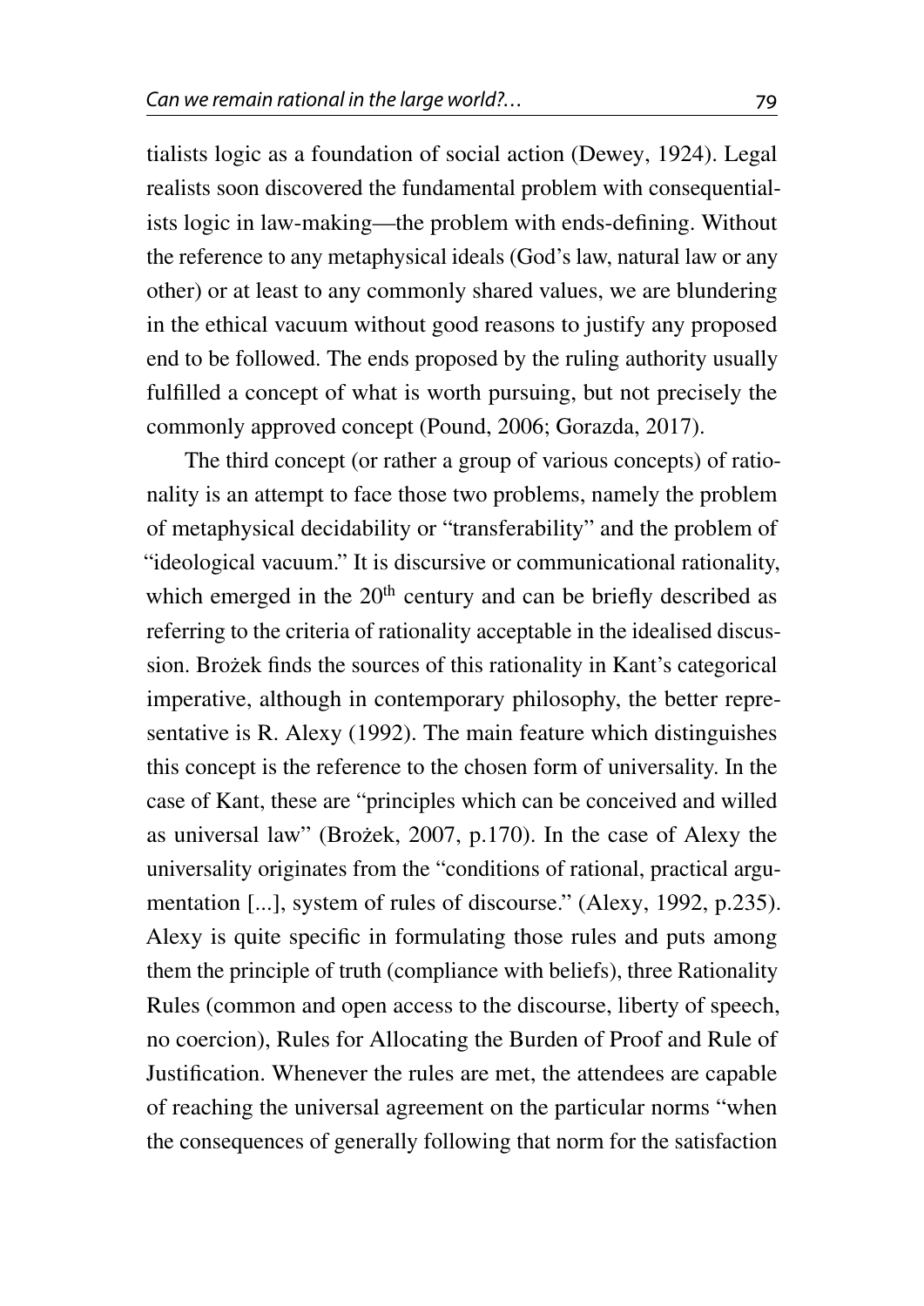tialists logic as a foundation of social action (Dewey, 1924). Legal realists soon discovered the fundamental problem with consequentialists logic in law-making—the problem with ends-defining. Without the reference to any metaphysical ideals (God's law, natural law or any other) or at least to any commonly shared values, we are blundering in the ethical vacuum without good reasons to justify any proposed end to be followed. The ends proposed by the ruling authority usually fulfilled a concept of what is worth pursuing, but not precisely the commonly approved concept (Pound, 2006; Gorazda, 2017).

The third concept (or rather a group of various concepts) of rationality is an attempt to face those two problems, namely the problem of metaphysical decidability or "transferability" and the problem of "ideological vacuum." It is discursive or communicational rationality, which emerged in the 20th century and can be briefly described as referring to the criteria of rationality acceptable in the idealised discussion. Brożek finds the sources of this rationality in Kant's categorical imperative, although in contemporary philosophy, the better representative is R. Alexy (1992). The main feature which distinguishes this concept is the reference to the chosen form of universality. In the case of Kant, these are "principles which can be conceived and willed as universal law" (Brożek, 2007, p.170). In the case of Alexy the universality originates from the "conditions of rational, practical argumentation [...], system of rules of discourse." (Alexy, 1992, p.235). Alexy is quite specific in formulating those rules and puts among them the principle of truth (compliance with beliefs), three Rationality Rules (common and open access to the discourse, liberty of speech, no coercion), Rules for Allocating the Burden of Proof and Rule of Justification. Whenever the rules are met, the attendees are capable of reaching the universal agreement on the particular norms "when the consequences of generally following that norm for the satisfaction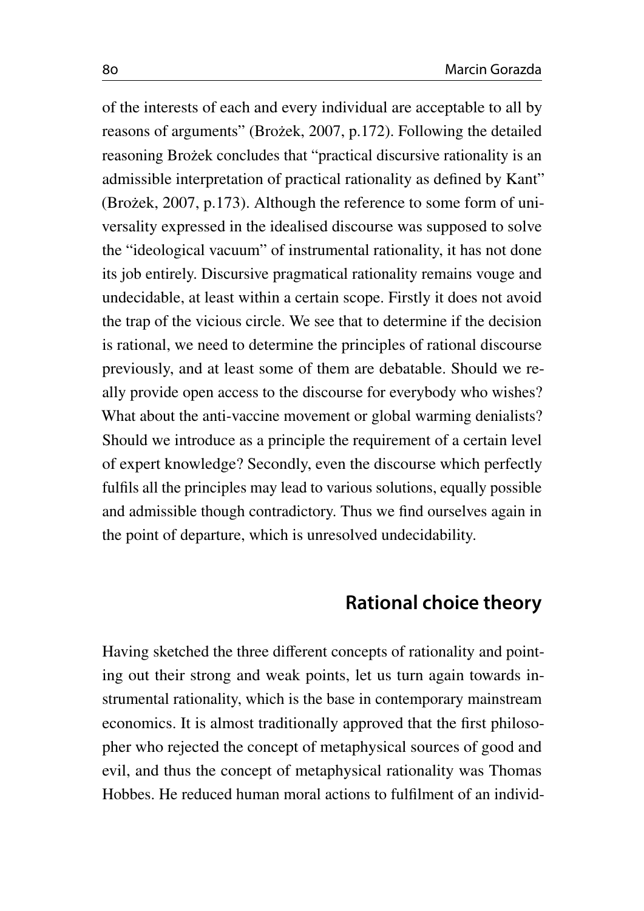of the interests of each and every individual are acceptable to all by reasons of arguments" (Brożek, 2007, p.172). Following the detailed reasoning Brożek concludes that "practical discursive rationality is an admissible interpretation of practical rationality as defined by Kant" (Brożek, 2007, p.173). Although the reference to some form of universality expressed in the idealised discourse was supposed to solve the "ideological vacuum" of instrumental rationality, it has not done its job entirely. Discursive pragmatical rationality remains vouge and undecidable, at least within a certain scope. Firstly it does not avoid the trap of the vicious circle. We see that to determine if the decision is rational, we need to determine the principles of rational discourse previously, and at least some of them are debatable. Should we really provide open access to the discourse for everybody who wishes? What about the anti-vaccine movement or global warming denialists? Should we introduce as a principle the requirement of a certain level of expert knowledge? Secondly, even the discourse which perfectly fulfils all the principles may lead to various solutions, equally possible and admissible though contradictory. Thus we find ourselves again in the point of departure, which is unresolved undecidability.

## Rational choice theory

Having sketched the three different concepts of rationality and pointing out their strong and weak points, let us turn again towards instrumental rationality, which is the base in contemporary mainstream economics. It is almost traditionally approved that the first philosopher who rejected the concept of metaphysical sources of good and evil, and thus the concept of metaphysical rationality was Thomas Hobbes. He reduced human moral actions to fulfilment of an individ-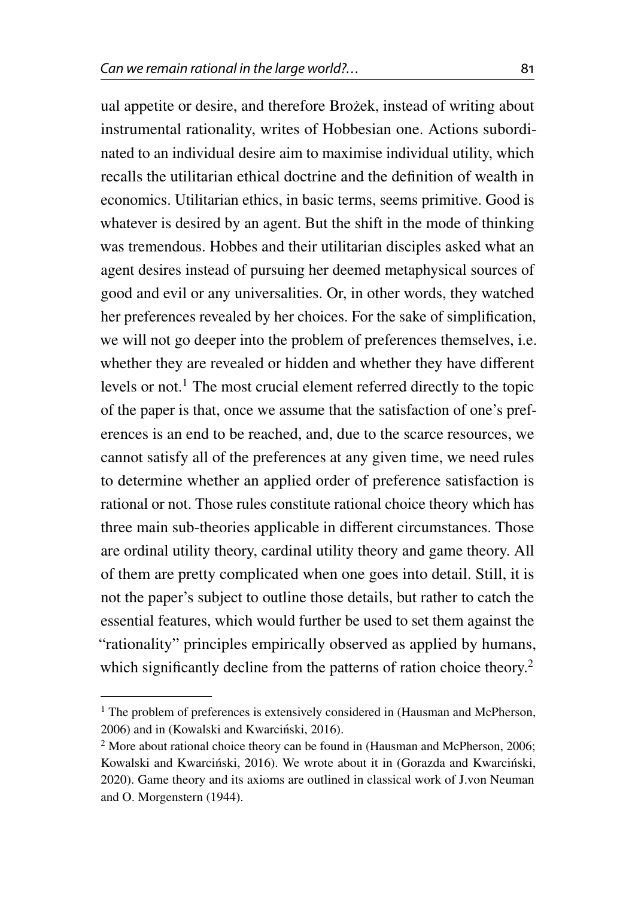ual appetite or desire, and therefore Brożek, instead of writing about instrumental rationality, writes of Hobbesian one. Actions subordinated to an individual desire aim to maximise individual utility, which recalls the utilitarian ethical doctrine and the definition of wealth in economics. Utilitarian ethics, in basic terms, seems primitive. Good is whatever is desired by an agent. But the shift in the mode of thinking was tremendous. Hobbes and their utilitarian disciples asked what an agent desires instead of pursuing her deemed metaphysical sources of good and evil or any universalities. Or, in other words, they watched her preferences revealed by her choices. For the sake of simplification, we will not go deeper into the problem of preferences themselves, i.e. whether they are revealed or hidden and whether they have different levels or not.[1] The most crucial element referred directly to the topic of the paper is that, once we assume that the satisfaction of one's preferences is an end to be reached, and, due to the scarce resources, we cannot satisfy all of the preferences at any given time, we need rules to determine whether an applied order of preference satisfaction is rational or not. Those rules constitute rational choice theory which has three main sub-theories applicable in different circumstances. Those are ordinal utility theory, cardinal utility theory and game theory. All of them are pretty complicated when one goes into detail. Still, it is not the paper's subject to outline those details, but rather to catch the essential features, which would further be used to set them against the "rationality" principles empirically observed as applied by humans, which significantly decline from the patterns of ration choice theory.[2]

---

[1] The problem of preferences is extensively considered in (Hausman and McPherson, 2006) and in (Kowalski and Kwarciński, 2016).

[2] More about rational choice theory can be found in (Hausman and McPherson, 2006; Kowalski and Kwarciński, 2016). We wrote about it in (Gorazda and Kwarciński, 2020). Game theory and its axioms are outlined in classical work of J.von Neuman and O. Morgenstern (1944).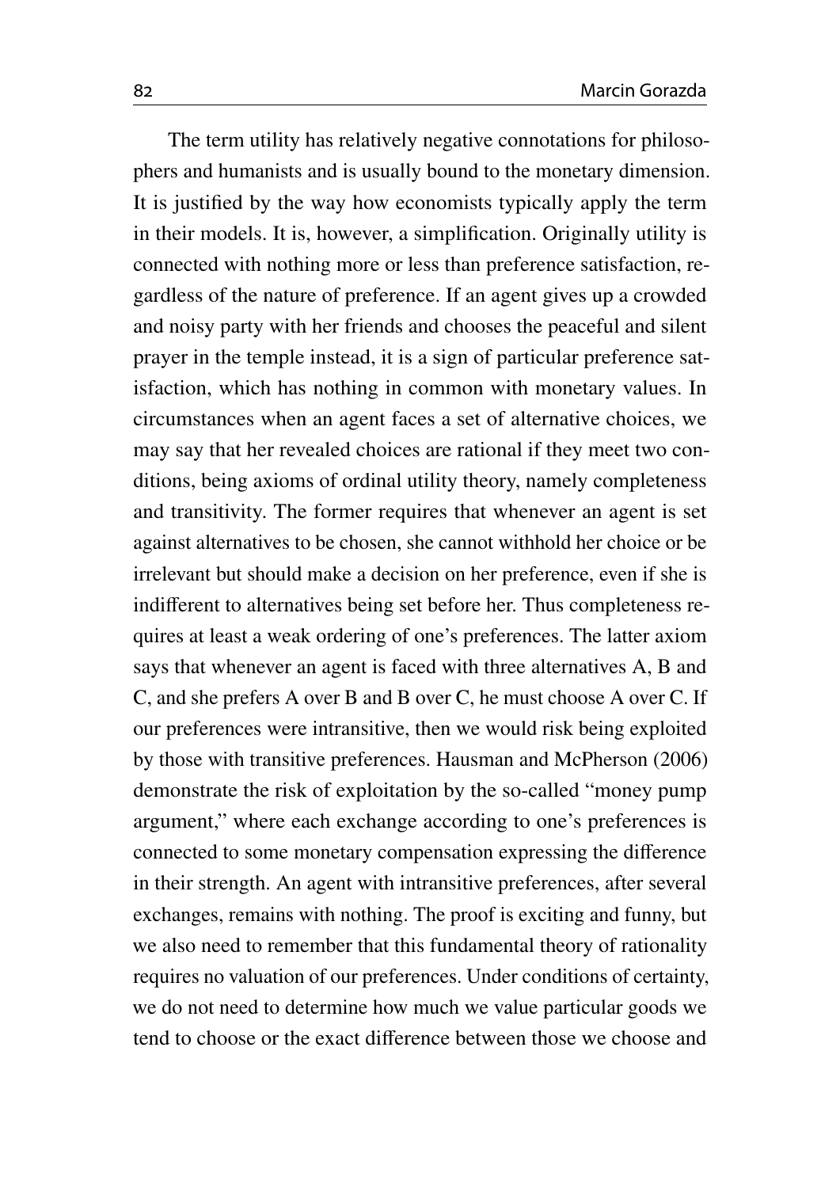The term utility has relatively negative connotations for philosophers and humanists and is usually bound to the monetary dimension. It is justified by the way how economists typically apply the term in their models. It is, however, a simplification. Originally utility is connected with nothing more or less than preference satisfaction, regardless of the nature of preference. If an agent gives up a crowded and noisy party with her friends and chooses the peaceful and silent prayer in the temple instead, it is a sign of particular preference satisfaction, which has nothing in common with monetary values. In circumstances when an agent faces a set of alternative choices, we may say that her revealed choices are rational if they meet two conditions, being axioms of ordinal utility theory, namely completeness and transitivity. The former requires that whenever an agent is set against alternatives to be chosen, she cannot withhold her choice or be irrelevant but should make a decision on her preference, even if she is indifferent to alternatives being set before her. Thus completeness requires at least a weak ordering of one's preferences. The latter axiom says that whenever an agent is faced with three alternatives A, B and C, and she prefers A over B and B over C, he must choose A over C. If our preferences were intransitive, then we would risk being exploited by those with transitive preferences. Hausman and McPherson (2006) demonstrate the risk of exploitation by the so-called "money pump argument," where each exchange according to one's preferences is connected to some monetary compensation expressing the difference in their strength. An agent with intransitive preferences, after several exchanges, remains with nothing. The proof is exciting and funny, but we also need to remember that this fundamental theory of rationality requires no valuation of our preferences. Under conditions of certainty, we do not need to determine how much we value particular goods we tend to choose or the exact difference between those we choose and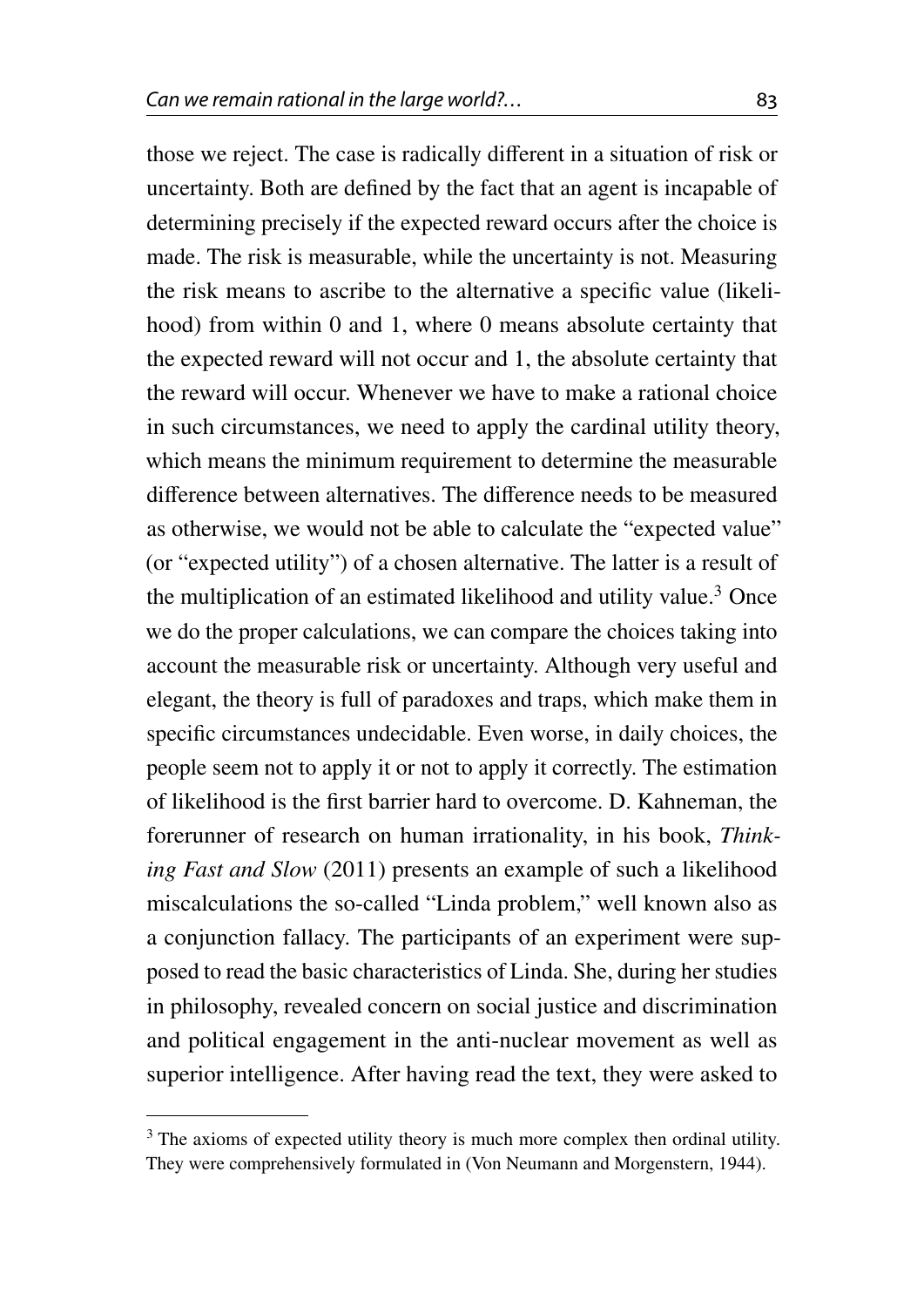those we reject. The case is radically different in a situation of risk or uncertainty. Both are defined by the fact that an agent is incapable of determining precisely if the expected reward occurs after the choice is made. The risk is measurable, while the uncertainty is not. Measuring the risk means to ascribe to the alternative a specific value (likelihood) from within 0 and 1, where 0 means absolute certainty that the expected reward will not occur and 1, the absolute certainty that the reward will occur. Whenever we have to make a rational choice in such circumstances, we need to apply the cardinal utility theory, which means the minimum requirement to determine the measurable difference between alternatives. The difference needs to be measured as otherwise, we would not be able to calculate the "expected value" (or "expected utility") of a chosen alternative. The latter is a result of the multiplication of an estimated likelihood and utility value.[3] Once we do the proper calculations, we can compare the choices taking into account the measurable risk or uncertainty. Although very useful and elegant, the theory is full of paradoxes and traps, which make them in specific circumstances undecidable. Even worse, in daily choices, the people seem not to apply it or not to apply it correctly. The estimation of likelihood is the first barrier hard to overcome. D. Kahneman, the forerunner of research on human irrationality, in his book, *Thinking Fast and Slow* (2011) presents an example of such a likelihood miscalculations the so-called "Linda problem," well known also as a conjunction fallacy. The participants of an experiment were supposed to read the basic characteristics of Linda. She, during her studies in philosophy, revealed concern on social justice and discrimination and political engagement in the anti-nuclear movement as well as superior intelligence. After having read the text, they were asked to

---

[3] The axioms of expected utility theory is much more complex then ordinal utility. They were comprehensively formulated in (Von Neumann and Morgenstern, 1944).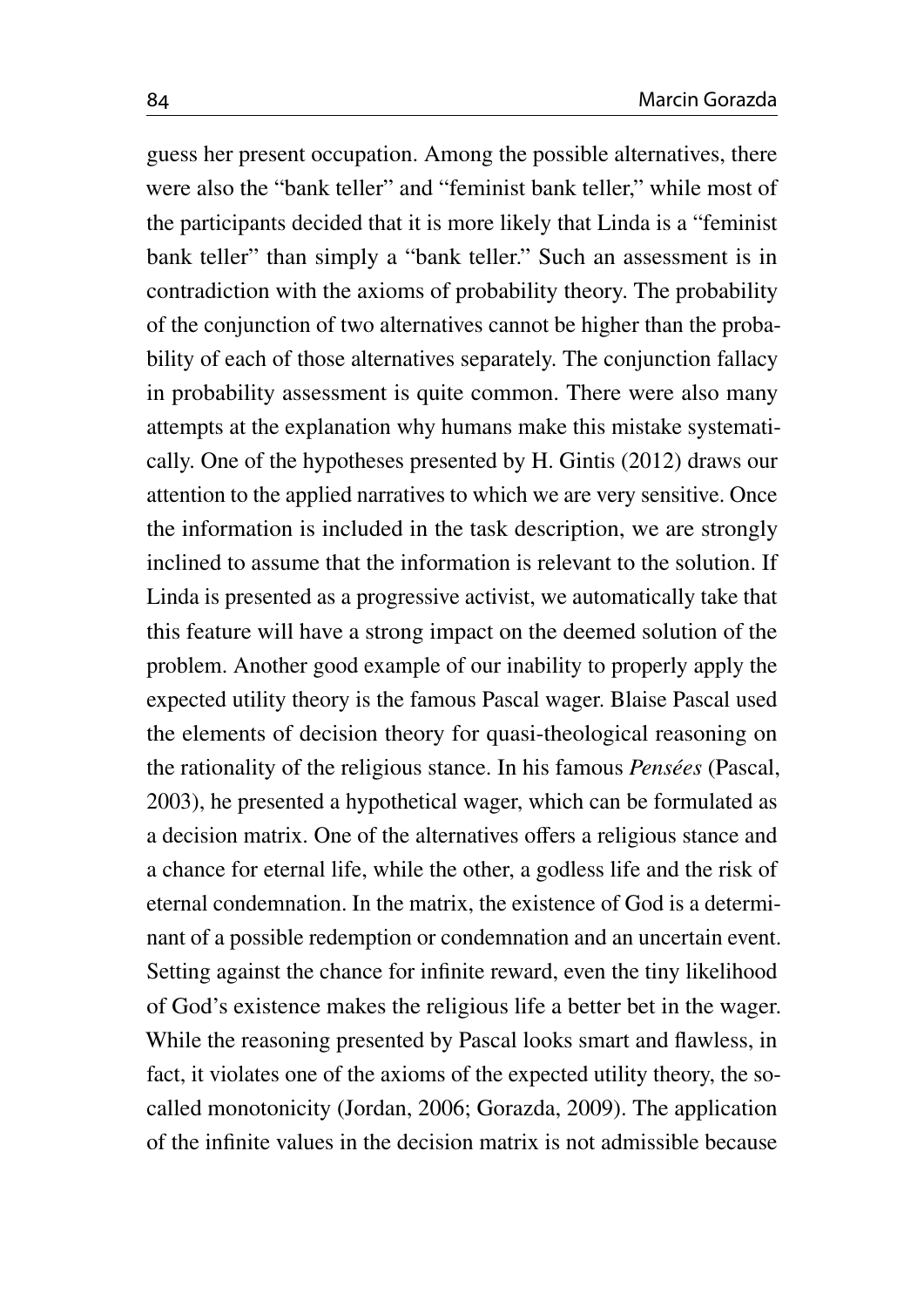guess her present occupation. Among the possible alternatives, there were also the "bank teller" and "feminist bank teller," while most of the participants decided that it is more likely that Linda is a "feminist bank teller" than simply a "bank teller." Such an assessment is in contradiction with the axioms of probability theory. The probability of the conjunction of two alternatives cannot be higher than the probability of each of those alternatives separately. The conjunction fallacy in probability assessment is quite common. There were also many attempts at the explanation why humans make this mistake systematically. One of the hypotheses presented by H. Gintis (2012) draws our attention to the applied narratives to which we are very sensitive. Once the information is included in the task description, we are strongly inclined to assume that the information is relevant to the solution. If Linda is presented as a progressive activist, we automatically take that this feature will have a strong impact on the deemed solution of the problem. Another good example of our inability to properly apply the expected utility theory is the famous Pascal wager. Blaise Pascal used the elements of decision theory for quasi-theological reasoning on the rationality of the religious stance. In his famous *Pensées* (Pascal, 2003), he presented a hypothetical wager, which can be formulated as a decision matrix. One of the alternatives offers a religious stance and a chance for eternal life, while the other, a godless life and the risk of eternal condemnation. In the matrix, the existence of God is a determinant of a possible redemption or condemnation and an uncertain event. Setting against the chance for infinite reward, even the tiny likelihood of God's existence makes the religious life a better bet in the wager. While the reasoning presented by Pascal looks smart and flawless, in fact, it violates one of the axioms of the expected utility theory, the so-called monotonicity (Jordan, 2006; Gorazda, 2009). The application of the infinite values in the decision matrix is not admissible because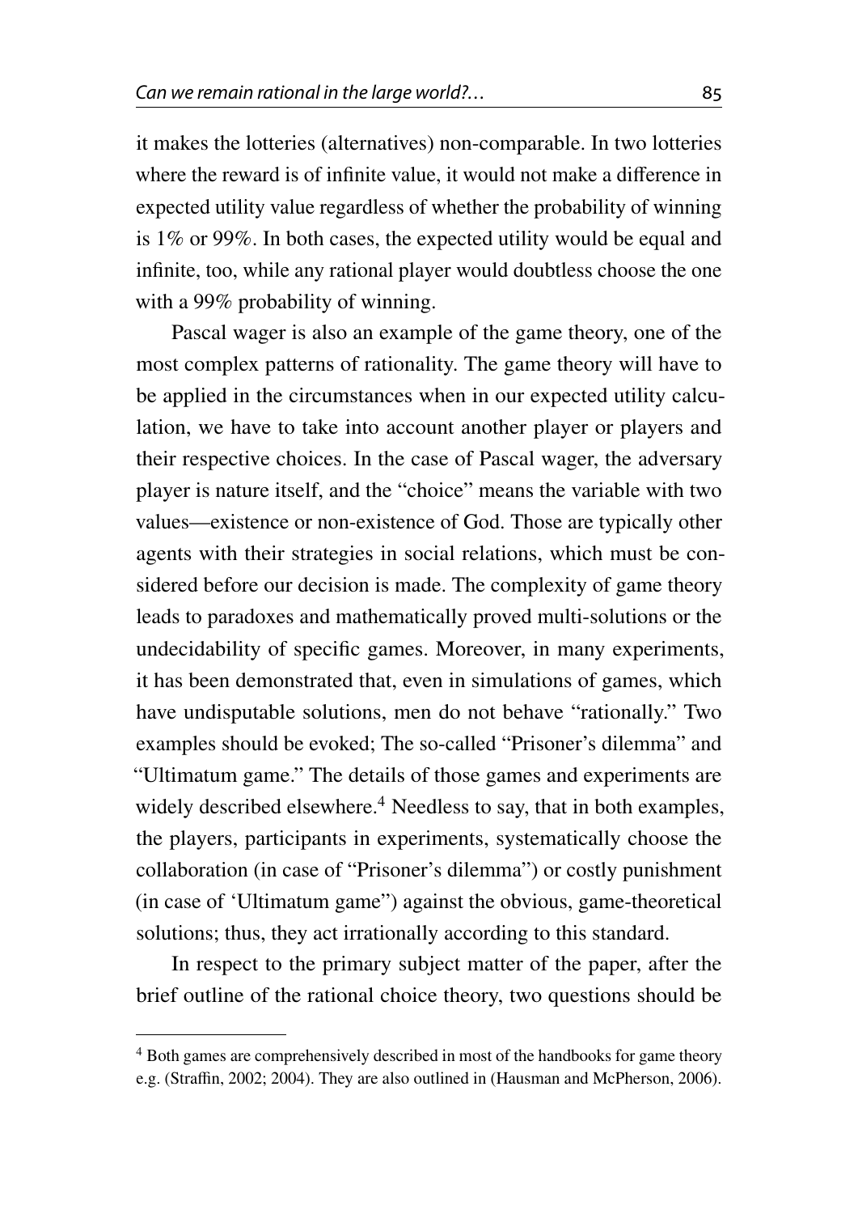it makes the lotteries (alternatives) non-comparable. In two lotteries where the reward is of infinite value, it would not make a difference in expected utility value regardless of whether the probability of winning is 1% or 99%. In both cases, the expected utility would be equal and infinite, too, while any rational player would doubtless choose the one with a 99% probability of winning.

Pascal wager is also an example of the game theory, one of the most complex patterns of rationality. The game theory will have to be applied in the circumstances when in our expected utility calculation, we have to take into account another player or players and their respective choices. In the case of Pascal wager, the adversary player is nature itself, and the "choice" means the variable with two values—existence or non-existence of God. Those are typically other agents with their strategies in social relations, which must be considered before our decision is made. The complexity of game theory leads to paradoxes and mathematically proved multi-solutions or the undecidability of specific games. Moreover, in many experiments, it has been demonstrated that, even in simulations of games, which have undisputable solutions, men do not behave "rationally." Two examples should be evoked; The so-called "Prisoner's dilemma" and "Ultimatum game." The details of those games and experiments are widely described elsewhere.[4] Needless to say, that in both examples, the players, participants in experiments, systematically choose the collaboration (in case of "Prisoner's dilemma") or costly punishment (in case of 'Ultimatum game") against the obvious, game-theoretical solutions; thus, they act irrationally according to this standard.

In respect to the primary subject matter of the paper, after the brief outline of the rational choice theory, two questions should be

[4] Both games are comprehensively described in most of the handbooks for game theory e.g. (Straffin, 2002; 2004). They are also outlined in (Hausman and McPherson, 2006).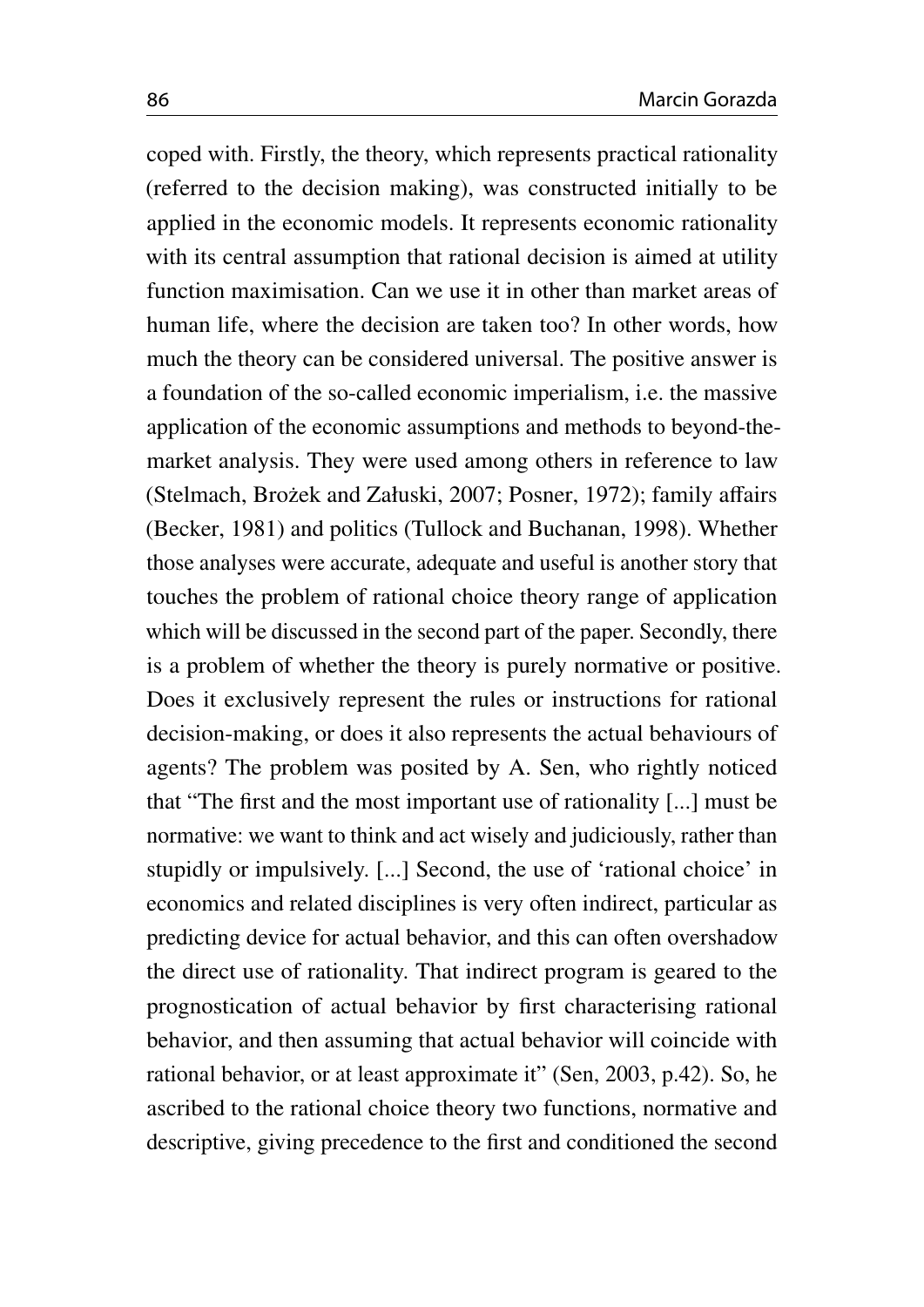coped with. Firstly, the theory, which represents practical rationality (referred to the decision making), was constructed initially to be applied in the economic models. It represents economic rationality with its central assumption that rational decision is aimed at utility function maximisation. Can we use it in other than market areas of human life, where the decision are taken too? In other words, how much the theory can be considered universal. The positive answer is a foundation of the so-called economic imperialism, i.e. the massive application of the economic assumptions and methods to beyond-the-market analysis. They were used among others in reference to law (Stelmach, Brożek and Załuski, 2007; Posner, 1972); family affairs (Becker, 1981) and politics (Tullock and Buchanan, 1998). Whether those analyses were accurate, adequate and useful is another story that touches the problem of rational choice theory range of application which will be discussed in the second part of the paper. Secondly, there is a problem of whether the theory is purely normative or positive. Does it exclusively represent the rules or instructions for rational decision-making, or does it also represents the actual behaviours of agents? The problem was posited by A. Sen, who rightly noticed that "The first and the most important use of rationality [...] must be normative: we want to think and act wisely and judiciously, rather than stupidly or impulsively. [...] Second, the use of 'rational choice' in economics and related disciplines is very often indirect, particular as predicting device for actual behavior, and this can often overshadow the direct use of rationality. That indirect program is geared to the prognostication of actual behavior by first characterising rational behavior, and then assuming that actual behavior will coincide with rational behavior, or at least approximate it" (Sen, 2003, p.42). So, he ascribed to the rational choice theory two functions, normative and descriptive, giving precedence to the first and conditioned the second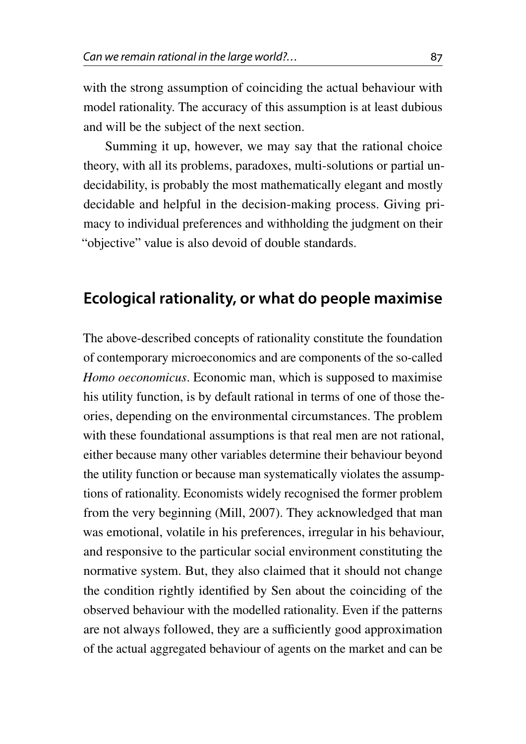with the strong assumption of coinciding the actual behaviour with model rationality. The accuracy of this assumption is at least dubious and will be the subject of the next section.

Summing it up, however, we may say that the rational choice theory, with all its problems, paradoxes, multi-solutions or partial undecidability, is probably the most mathematically elegant and mostly decidable and helpful in the decision-making process. Giving primacy to individual preferences and withholding the judgment on their "objective" value is also devoid of double standards.

## Ecological rationality, or what do people maximise

The above-described concepts of rationality constitute the foundation of contemporary microeconomics and are components of the so-called *Homo oeconomicus*. Economic man, which is supposed to maximise his utility function, is by default rational in terms of one of those theories, depending on the environmental circumstances. The problem with these foundational assumptions is that real men are not rational, either because many other variables determine their behaviour beyond the utility function or because man systematically violates the assumptions of rationality. Economists widely recognised the former problem from the very beginning (Mill, 2007). They acknowledged that man was emotional, volatile in his preferences, irregular in his behaviour, and responsive to the particular social environment constituting the normative system. But, they also claimed that it should not change the condition rightly identified by Sen about the coinciding of the observed behaviour with the modelled rationality. Even if the patterns are not always followed, they are a sufficiently good approximation of the actual aggregated behaviour of agents on the market and can be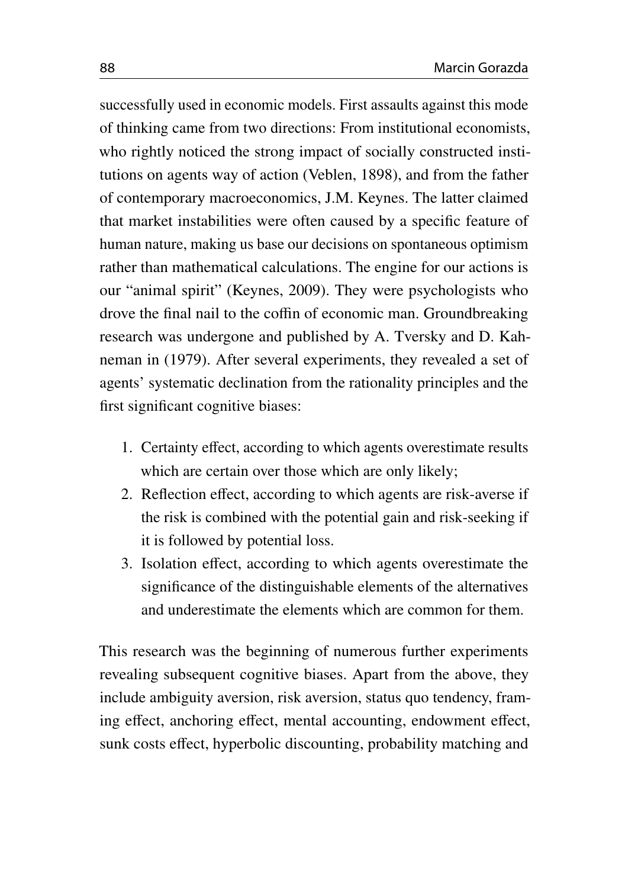successfully used in economic models. First assaults against this mode of thinking came from two directions: From institutional economists, who rightly noticed the strong impact of socially constructed institutions on agents way of action (Veblen, 1898), and from the father of contemporary macroeconomics, J.M. Keynes. The latter claimed that market instabilities were often caused by a specific feature of human nature, making us base our decisions on spontaneous optimism rather than mathematical calculations. The engine for our actions is our "animal spirit" (Keynes, 2009). They were psychologists who drove the final nail to the coffin of economic man. Groundbreaking research was undergone and published by A. Tversky and D. Kahneman in (1979). After several experiments, they revealed a set of agents' systematic declination from the rationality principles and the first significant cognitive biases:

1. Certainty effect, according to which agents overestimate results which are certain over those which are only likely;
2. Reflection effect, according to which agents are risk-averse if the risk is combined with the potential gain and risk-seeking if it is followed by potential loss.
3. Isolation effect, according to which agents overestimate the significance of the distinguishable elements of the alternatives and underestimate the elements which are common for them.

This research was the beginning of numerous further experiments revealing subsequent cognitive biases. Apart from the above, they include ambiguity aversion, risk aversion, status quo tendency, framing effect, anchoring effect, mental accounting, endowment effect, sunk costs effect, hyperbolic discounting, probability matching and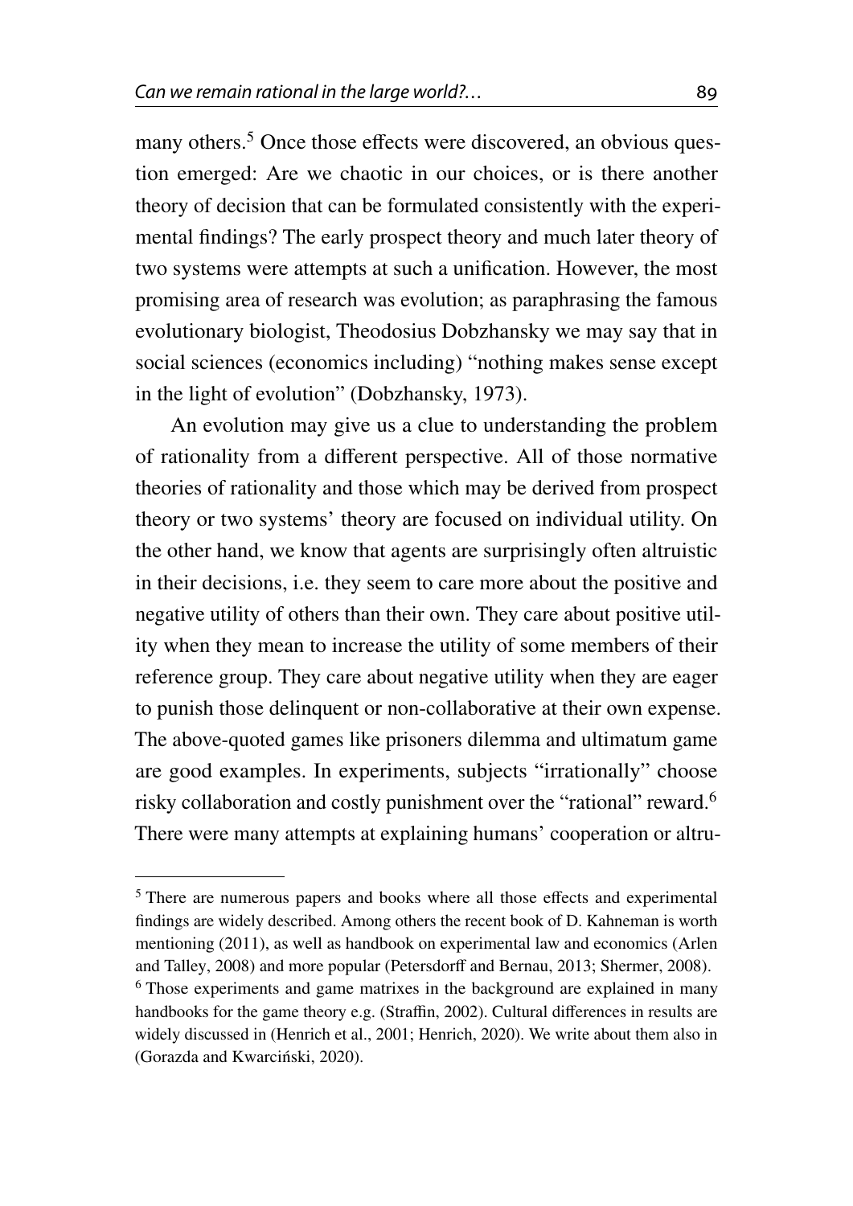many others.[5] Once those effects were discovered, an obvious question emerged: Are we chaotic in our choices, or is there another theory of decision that can be formulated consistently with the experimental findings? The early prospect theory and much later theory of two systems were attempts at such a unification. However, the most promising area of research was evolution; as paraphrasing the famous evolutionary biologist, Theodosius Dobzhansky we may say that in social sciences (economics including) "nothing makes sense except in the light of evolution" (Dobzhansky, 1973).

An evolution may give us a clue to understanding the problem of rationality from a different perspective. All of those normative theories of rationality and those which may be derived from prospect theory or two systems' theory are focused on individual utility. On the other hand, we know that agents are surprisingly often altruistic in their decisions, i.e. they seem to care more about the positive and negative utility of others than their own. They care about positive utility when they mean to increase the utility of some members of their reference group. They care about negative utility when they are eager to punish those delinquent or non-collaborative at their own expense. The above-quoted games like prisoners dilemma and ultimatum game are good examples. In experiments, subjects "irrationally" choose risky collaboration and costly punishment over the "rational" reward.[6] There were many attempts at explaining humans' cooperation or altru-

---

[5] There are numerous papers and books where all those effects and experimental findings are widely described. Among others the recent book of D. Kahneman is worth mentioning (2011), as well as handbook on experimental law and economics (Arlen and Talley, 2008) and more popular (Petersdorff and Bernau, 2013; Shermer, 2008).

[6] Those experiments and game matrixes in the background are explained in many handbooks for the game theory e.g. (Straffin, 2002). Cultural differences in results are widely discussed in (Henrich et al., 2001; Henrich, 2020). We write about them also in (Gorazda and Kwarciński, 2020).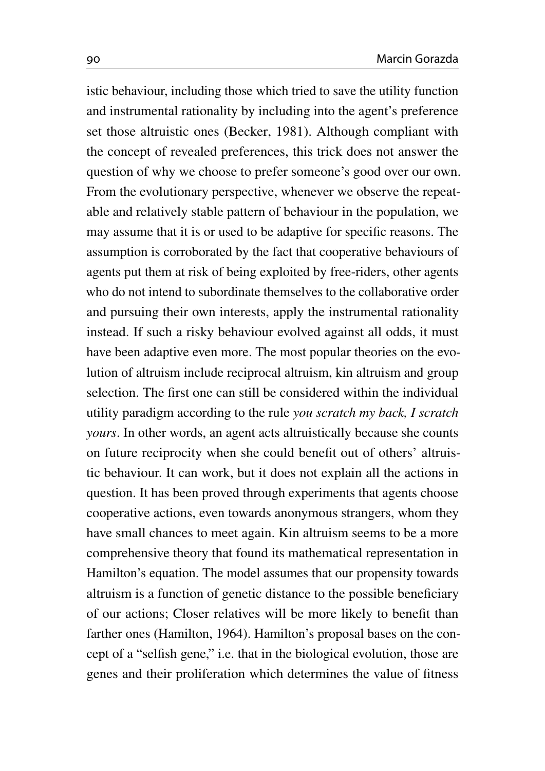istic behaviour, including those which tried to save the utility function and instrumental rationality by including into the agent's preference set those altruistic ones (Becker, 1981). Although compliant with the concept of revealed preferences, this trick does not answer the question of why we choose to prefer someone's good over our own. From the evolutionary perspective, whenever we observe the repeatable and relatively stable pattern of behaviour in the population, we may assume that it is or used to be adaptive for specific reasons. The assumption is corroborated by the fact that cooperative behaviours of agents put them at risk of being exploited by free-riders, other agents who do not intend to subordinate themselves to the collaborative order and pursuing their own interests, apply the instrumental rationality instead. If such a risky behaviour evolved against all odds, it must have been adaptive even more. The most popular theories on the evolution of altruism include reciprocal altruism, kin altruism and group selection. The first one can still be considered within the individual utility paradigm according to the rule *you scratch my back, I scratch yours*. In other words, an agent acts altruistically because she counts on future reciprocity when she could benefit out of others' altruistic behaviour. It can work, but it does not explain all the actions in question. It has been proved through experiments that agents choose cooperative actions, even towards anonymous strangers, whom they have small chances to meet again. Kin altruism seems to be a more comprehensive theory that found its mathematical representation in Hamilton's equation. The model assumes that our propensity towards altruism is a function of genetic distance to the possible beneficiary of our actions; Closer relatives will be more likely to benefit than farther ones (Hamilton, 1964). Hamilton's proposal bases on the concept of a "selfish gene," i.e. that in the biological evolution, those are genes and their proliferation which determines the value of fitness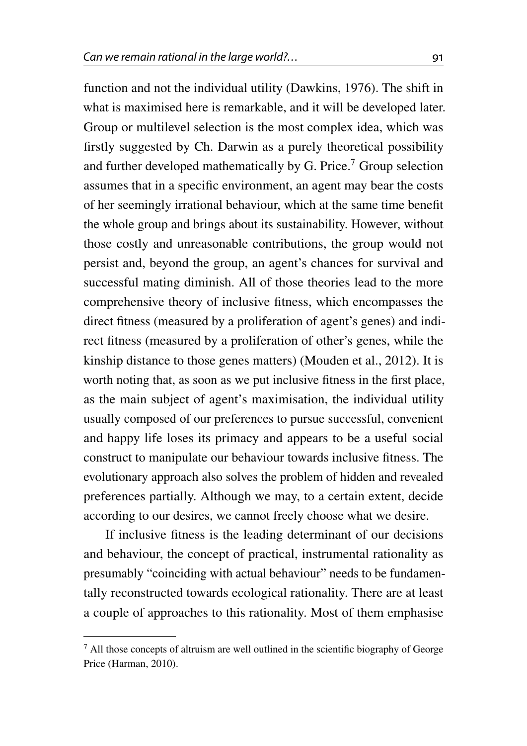function and not the individual utility (Dawkins, 1976). The shift in what is maximised here is remarkable, and it will be developed later. Group or multilevel selection is the most complex idea, which was firstly suggested by Ch. Darwin as a purely theoretical possibility and further developed mathematically by G. Price.[7] Group selection assumes that in a specific environment, an agent may bear the costs of her seemingly irrational behaviour, which at the same time benefit the whole group and brings about its sustainability. However, without those costly and unreasonable contributions, the group would not persist and, beyond the group, an agent's chances for survival and successful mating diminish. All of those theories lead to the more comprehensive theory of inclusive fitness, which encompasses the direct fitness (measured by a proliferation of agent's genes) and indirect fitness (measured by a proliferation of other's genes, while the kinship distance to those genes matters) (Mouden et al., 2012). It is worth noting that, as soon as we put inclusive fitness in the first place, as the main subject of agent's maximisation, the individual utility usually composed of our preferences to pursue successful, convenient and happy life loses its primacy and appears to be a useful social construct to manipulate our behaviour towards inclusive fitness. The evolutionary approach also solves the problem of hidden and revealed preferences partially. Although we may, to a certain extent, decide according to our desires, we cannot freely choose what we desire.

If inclusive fitness is the leading determinant of our decisions and behaviour, the concept of practical, instrumental rationality as presumably "coinciding with actual behaviour" needs to be fundamentally reconstructed towards ecological rationality. There are at least a couple of approaches to this rationality. Most of them emphasise

[7] All those concepts of altruism are well outlined in the scientific biography of George Price (Harman, 2010).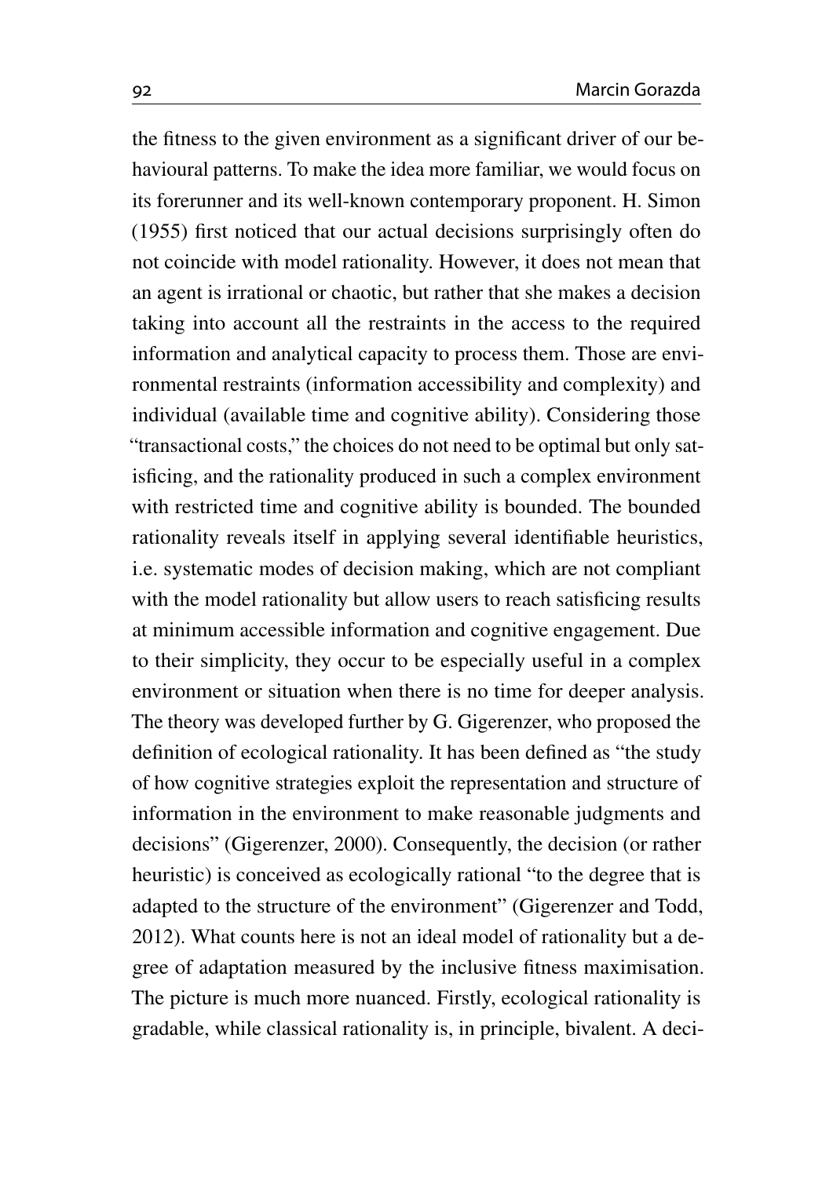the fitness to the given environment as a significant driver of our behavioural patterns. To make the idea more familiar, we would focus on its forerunner and its well-known contemporary proponent. H. Simon (1955) first noticed that our actual decisions surprisingly often do not coincide with model rationality. However, it does not mean that an agent is irrational or chaotic, but rather that she makes a decision taking into account all the restraints in the access to the required information and analytical capacity to process them. Those are environmental restraints (information accessibility and complexity) and individual (available time and cognitive ability). Considering those "transactional costs," the choices do not need to be optimal but only satisficing, and the rationality produced in such a complex environment with restricted time and cognitive ability is bounded. The bounded rationality reveals itself in applying several identifiable heuristics, i.e. systematic modes of decision making, which are not compliant with the model rationality but allow users to reach satisficing results at minimum accessible information and cognitive engagement. Due to their simplicity, they occur to be especially useful in a complex environment or situation when there is no time for deeper analysis. The theory was developed further by G. Gigerenzer, who proposed the definition of ecological rationality. It has been defined as "the study of how cognitive strategies exploit the representation and structure of information in the environment to make reasonable judgments and decisions" (Gigerenzer, 2000). Consequently, the decision (or rather heuristic) is conceived as ecologically rational "to the degree that is adapted to the structure of the environment" (Gigerenzer and Todd, 2012). What counts here is not an ideal model of rationality but a degree of adaptation measured by the inclusive fitness maximisation. The picture is much more nuanced. Firstly, ecological rationality is gradable, while classical rationality is, in principle, bivalent. A deci-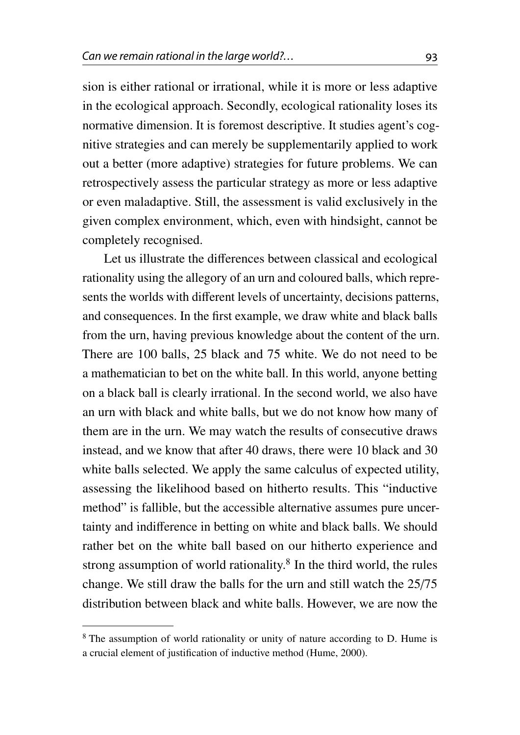sion is either rational or irrational, while it is more or less adaptive in the ecological approach. Secondly, ecological rationality loses its normative dimension. It is foremost descriptive. It studies agent's cognitive strategies and can merely be supplementarily applied to work out a better (more adaptive) strategies for future problems. We can retrospectively assess the particular strategy as more or less adaptive or even maladaptive. Still, the assessment is valid exclusively in the given complex environment, which, even with hindsight, cannot be completely recognised.

Let us illustrate the differences between classical and ecological rationality using the allegory of an urn and coloured balls, which represents the worlds with different levels of uncertainty, decisions patterns, and consequences. In the first example, we draw white and black balls from the urn, having previous knowledge about the content of the urn. There are 100 balls, 25 black and 75 white. We do not need to be a mathematician to bet on the white ball. In this world, anyone betting on a black ball is clearly irrational. In the second world, we also have an urn with black and white balls, but we do not know how many of them are in the urn. We may watch the results of consecutive draws instead, and we know that after 40 draws, there were 10 black and 30 white balls selected. We apply the same calculus of expected utility, assessing the likelihood based on hitherto results. This "inductive method" is fallible, but the accessible alternative assumes pure uncertainty and indifference in betting on white and black balls. We should rather bet on the white ball based on our hitherto experience and strong assumption of world rationality.[8] In the third world, the rules change. We still draw the balls for the urn and still watch the 25/75 distribution between black and white balls. However, we are now the

---

[8] The assumption of world rationality or unity of nature according to D. Hume is a crucial element of justification of inductive method (Hume, 2000).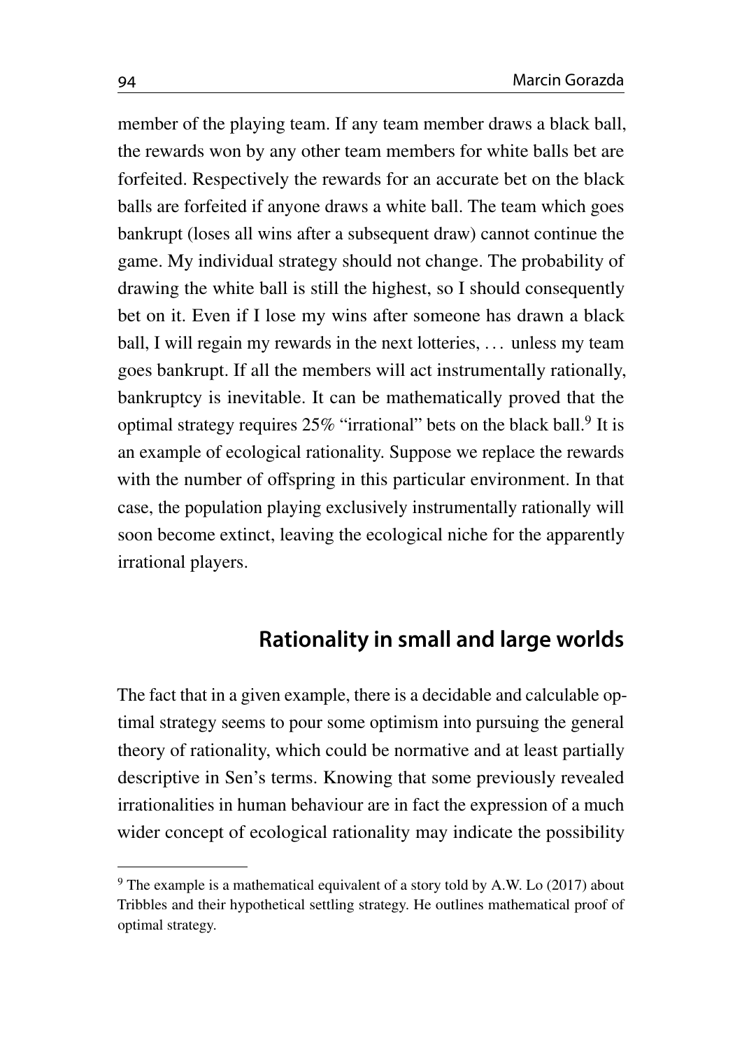member of the playing team. If any team member draws a black ball, the rewards won by any other team members for white balls bet are forfeited. Respectively the rewards for an accurate bet on the black balls are forfeited if anyone draws a white ball. The team which goes bankrupt (loses all wins after a subsequent draw) cannot continue the game. My individual strategy should not change. The probability of drawing the white ball is still the highest, so I should consequently bet on it. Even if I lose my wins after someone has drawn a black ball, I will regain my rewards in the next lotteries, … unless my team goes bankrupt. If all the members will act instrumentally rationally, bankruptcy is inevitable. It can be mathematically proved that the optimal strategy requires 25% "irrational" bets on the black ball.[9] It is an example of ecological rationality. Suppose we replace the rewards with the number of offspring in this particular environment. In that case, the population playing exclusively instrumentally rationally will soon become extinct, leaving the ecological niche for the apparently irrational players.

## Rationality in small and large worlds

The fact that in a given example, there is a decidable and calculable optimal strategy seems to pour some optimism into pursuing the general theory of rationality, which could be normative and at least partially descriptive in Sen's terms. Knowing that some previously revealed irrationalities in human behaviour are in fact the expression of a much wider concept of ecological rationality may indicate the possibility

---

[9] The example is a mathematical equivalent of a story told by A.W. Lo (2017) about Tribbles and their hypothetical settling strategy. He outlines mathematical proof of optimal strategy.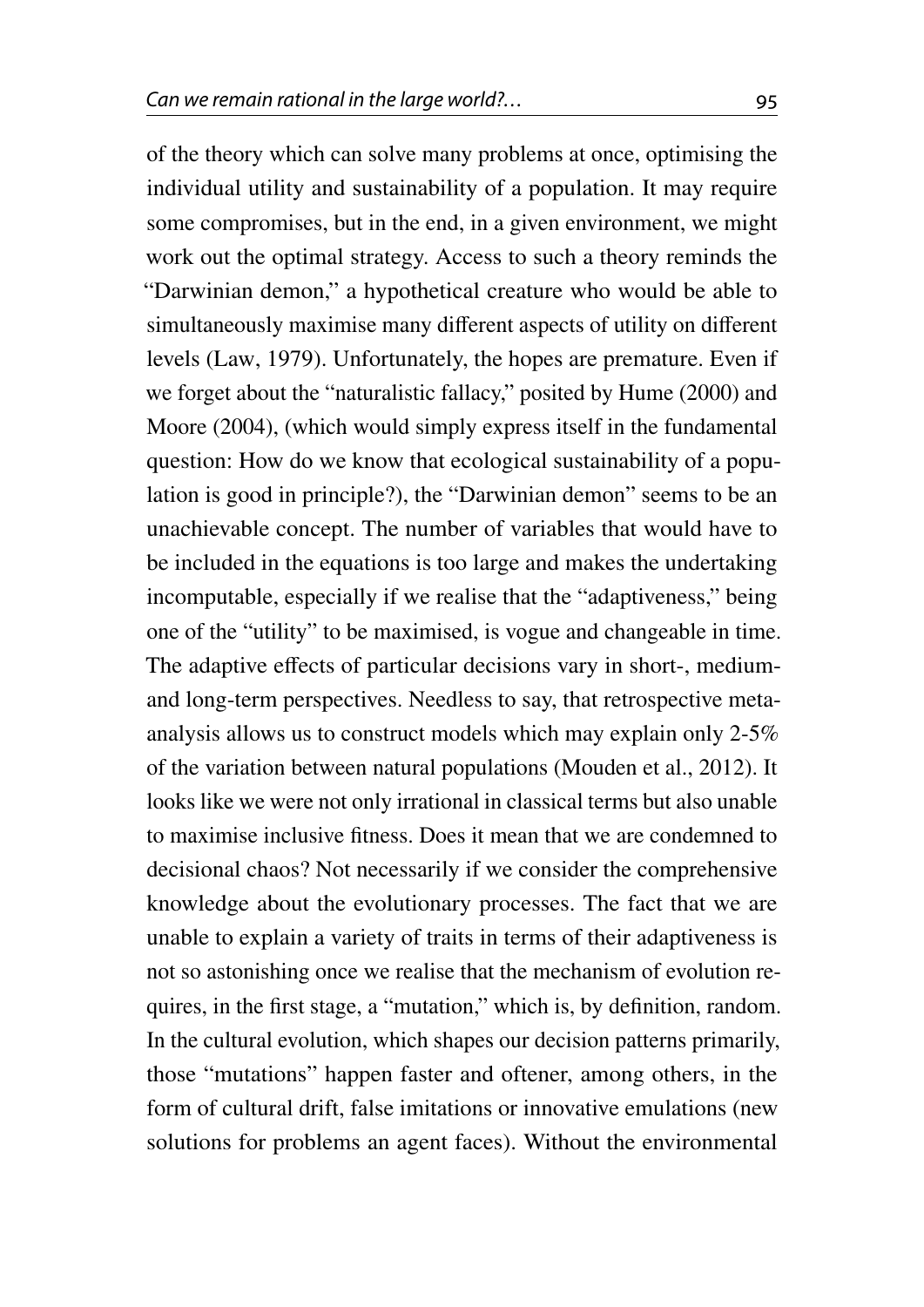of the theory which can solve many problems at once, optimising the individual utility and sustainability of a population. It may require some compromises, but in the end, in a given environment, we might work out the optimal strategy. Access to such a theory reminds the "Darwinian demon," a hypothetical creature who would be able to simultaneously maximise many different aspects of utility on different levels (Law, 1979). Unfortunately, the hopes are premature. Even if we forget about the "naturalistic fallacy," posited by Hume (2000) and Moore (2004), (which would simply express itself in the fundamental question: How do we know that ecological sustainability of a population is good in principle?), the "Darwinian demon" seems to be an unachievable concept. The number of variables that would have to be included in the equations is too large and makes the undertaking incomputable, especially if we realise that the "adaptiveness," being one of the "utility" to be maximised, is vogue and changeable in time. The adaptive effects of particular decisions vary in short-, medium- and long-term perspectives. Needless to say, that retrospective meta-analysis allows us to construct models which may explain only 2-5% of the variation between natural populations (Mouden et al., 2012). It looks like we were not only irrational in classical terms but also unable to maximise inclusive fitness. Does it mean that we are condemned to decisional chaos? Not necessarily if we consider the comprehensive knowledge about the evolutionary processes. The fact that we are unable to explain a variety of traits in terms of their adaptiveness is not so astonishing once we realise that the mechanism of evolution requires, in the first stage, a "mutation," which is, by definition, random. In the cultural evolution, which shapes our decision patterns primarily, those "mutations" happen faster and oftener, among others, in the form of cultural drift, false imitations or innovative emulations (new solutions for problems an agent faces). Without the environmental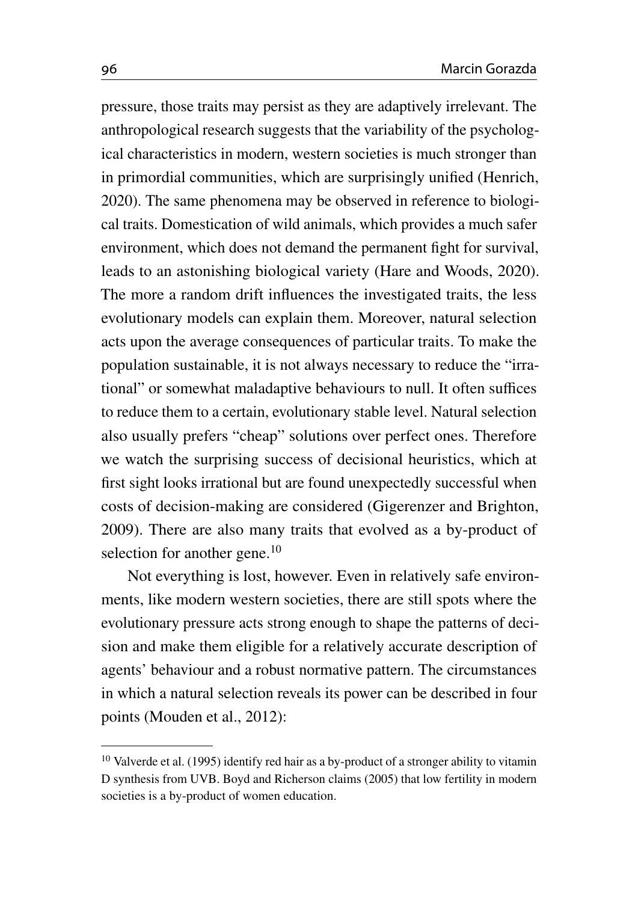pressure, those traits may persist as they are adaptively irrelevant. The anthropological research suggests that the variability of the psychological characteristics in modern, western societies is much stronger than in primordial communities, which are surprisingly unified (Henrich, 2020). The same phenomena may be observed in reference to biological traits. Domestication of wild animals, which provides a much safer environment, which does not demand the permanent fight for survival, leads to an astonishing biological variety (Hare and Woods, 2020). The more a random drift influences the investigated traits, the less evolutionary models can explain them. Moreover, natural selection acts upon the average consequences of particular traits. To make the population sustainable, it is not always necessary to reduce the "irrational" or somewhat maladaptive behaviours to null. It often suffices to reduce them to a certain, evolutionary stable level. Natural selection also usually prefers "cheap" solutions over perfect ones. Therefore we watch the surprising success of decisional heuristics, which at first sight looks irrational but are found unexpectedly successful when costs of decision-making are considered (Gigerenzer and Brighton, 2009). There are also many traits that evolved as a by-product of selection for another gene.[10]

Not everything is lost, however. Even in relatively safe environments, like modern western societies, there are still spots where the evolutionary pressure acts strong enough to shape the patterns of decision and make them eligible for a relatively accurate description of agents' behaviour and a robust normative pattern. The circumstances in which a natural selection reveals its power can be described in four points (Mouden et al., 2012):

[10] Valverde et al. (1995) identify red hair as a by-product of a stronger ability to vitamin D synthesis from UVB. Boyd and Richerson claims (2005) that low fertility in modern societies is a by-product of women education.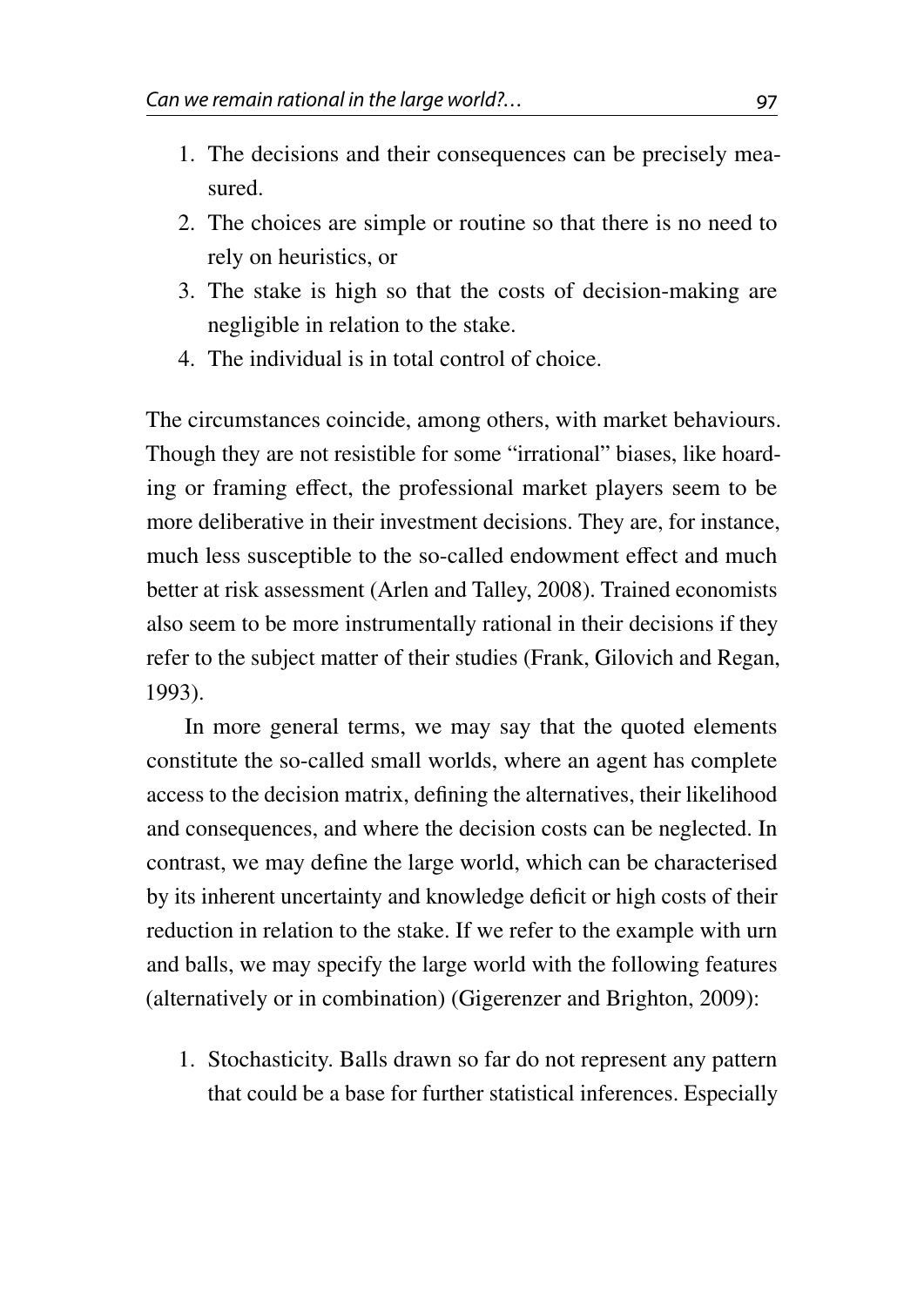1. The decisions and their consequences can be precisely measured.
2. The choices are simple or routine so that there is no need to rely on heuristics, or
3. The stake is high so that the costs of decision-making are negligible in relation to the stake.
4. The individual is in total control of choice.

The circumstances coincide, among others, with market behaviours. Though they are not resistible for some "irrational" biases, like hoarding or framing effect, the professional market players seem to be more deliberative in their investment decisions. They are, for instance, much less susceptible to the so-called endowment effect and much better at risk assessment (Arlen and Talley, 2008). Trained economists also seem to be more instrumentally rational in their decisions if they refer to the subject matter of their studies (Frank, Gilovich and Regan, 1993).

In more general terms, we may say that the quoted elements constitute the so-called small worlds, where an agent has complete access to the decision matrix, defining the alternatives, their likelihood and consequences, and where the decision costs can be neglected. In contrast, we may define the large world, which can be characterised by its inherent uncertainty and knowledge deficit or high costs of their reduction in relation to the stake. If we refer to the example with urn and balls, we may specify the large world with the following features (alternatively or in combination) (Gigerenzer and Brighton, 2009):

1. Stochasticity. Balls drawn so far do not represent any pattern that could be a base for further statistical inferences. Especially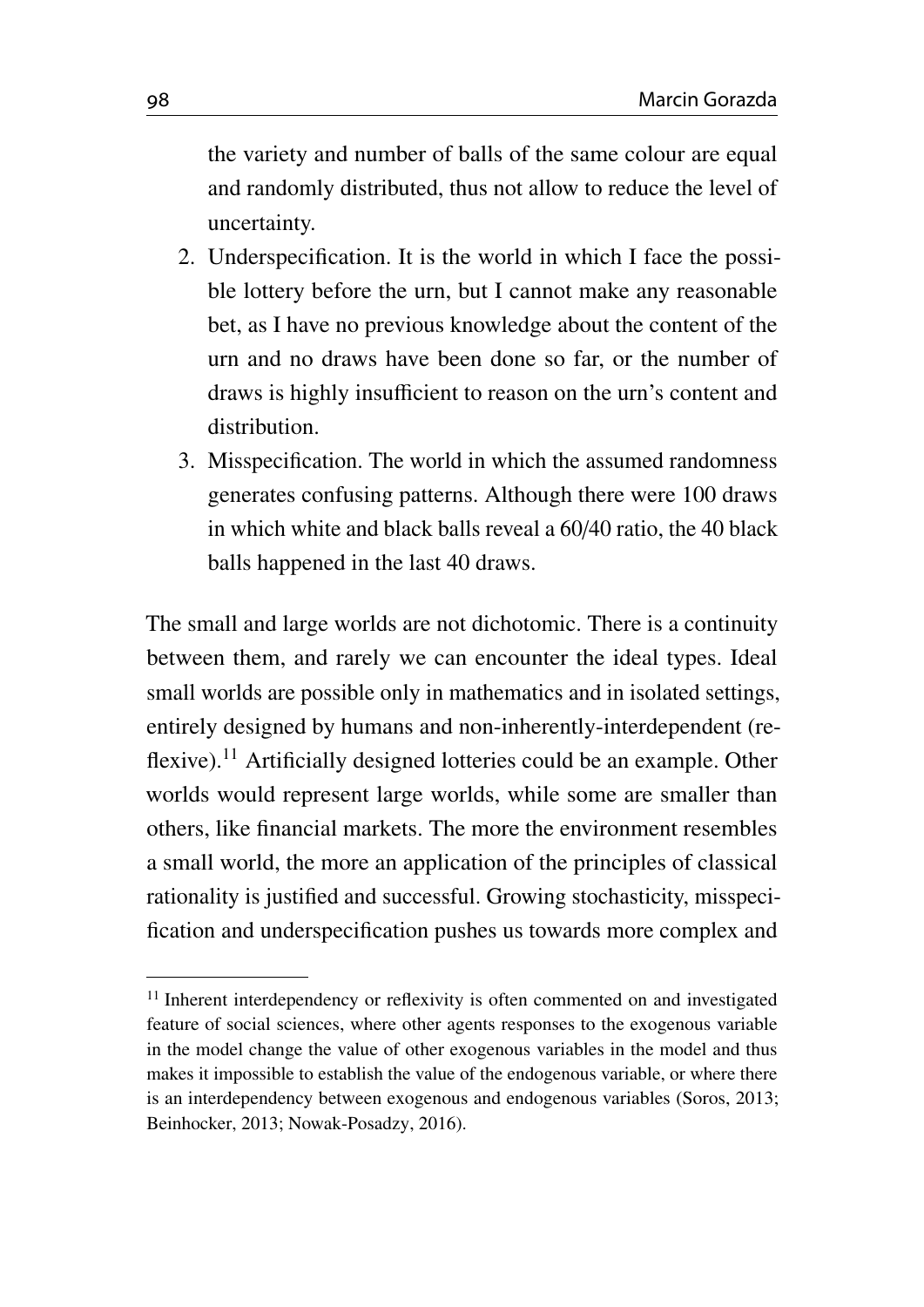the variety and number of balls of the same colour are equal and randomly distributed, thus not allow to reduce the level of uncertainty.

2. Underspecification. It is the world in which I face the possible lottery before the urn, but I cannot make any reasonable bet, as I have no previous knowledge about the content of the urn and no draws have been done so far, or the number of draws is highly insufficient to reason on the urn's content and distribution.
3. Misspecification. The world in which the assumed randomness generates confusing patterns. Although there were 100 draws in which white and black balls reveal a 60/40 ratio, the 40 black balls happened in the last 40 draws.

The small and large worlds are not dichotomic. There is a continuity between them, and rarely we can encounter the ideal types. Ideal small worlds are possible only in mathematics and in isolated settings, entirely designed by humans and non-inherently-interdependent (reflexive).[11] Artificially designed lotteries could be an example. Other worlds would represent large worlds, while some are smaller than others, like financial markets. The more the environment resembles a small world, the more an application of the principles of classical rationality is justified and successful. Growing stochasticity, misspecification and underspecification pushes us towards more complex and

[11] Inherent interdependency or reflexivity is often commented on and investigated feature of social sciences, where other agents responses to the exogenous variable in the model change the value of other exogenous variables in the model and thus makes it impossible to establish the value of the endogenous variable, or where there is an interdependency between exogenous and endogenous variables (Soros, 2013; Beinhocker, 2013; Nowak-Posadzy, 2016).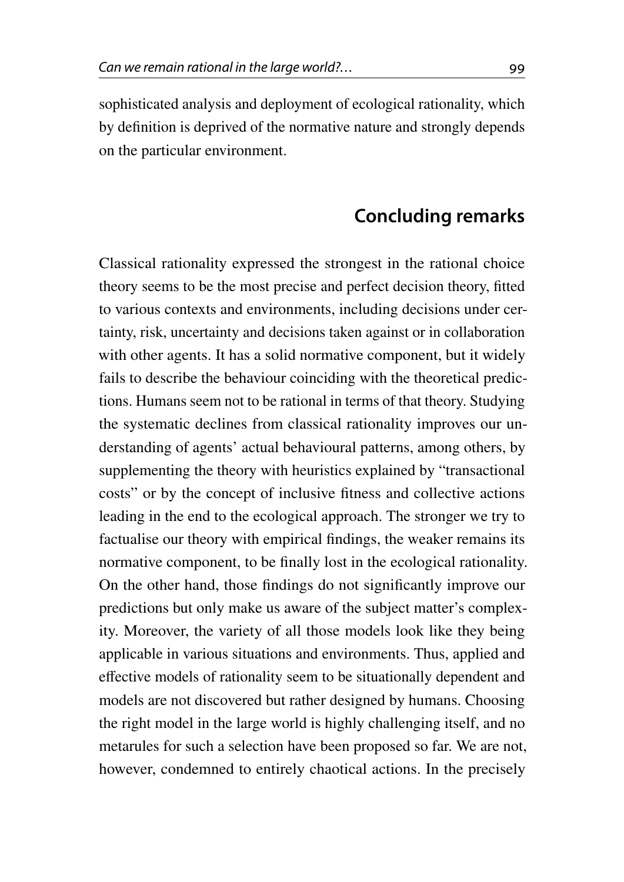sophisticated analysis and deployment of ecological rationality, which by definition is deprived of the normative nature and strongly depends on the particular environment.

## Concluding remarks

Classical rationality expressed the strongest in the rational choice theory seems to be the most precise and perfect decision theory, fitted to various contexts and environments, including decisions under certainty, risk, uncertainty and decisions taken against or in collaboration with other agents. It has a solid normative component, but it widely fails to describe the behaviour coinciding with the theoretical predictions. Humans seem not to be rational in terms of that theory. Studying the systematic declines from classical rationality improves our understanding of agents' actual behavioural patterns, among others, by supplementing the theory with heuristics explained by "transactional costs" or by the concept of inclusive fitness and collective actions leading in the end to the ecological approach. The stronger we try to factualise our theory with empirical findings, the weaker remains its normative component, to be finally lost in the ecological rationality. On the other hand, those findings do not significantly improve our predictions but only make us aware of the subject matter's complexity. Moreover, the variety of all those models look like they being applicable in various situations and environments. Thus, applied and effective models of rationality seem to be situationally dependent and models are not discovered but rather designed by humans. Choosing the right model in the large world is highly challenging itself, and no metarules for such a selection have been proposed so far. We are not, however, condemned to entirely chaotical actions. In the precisely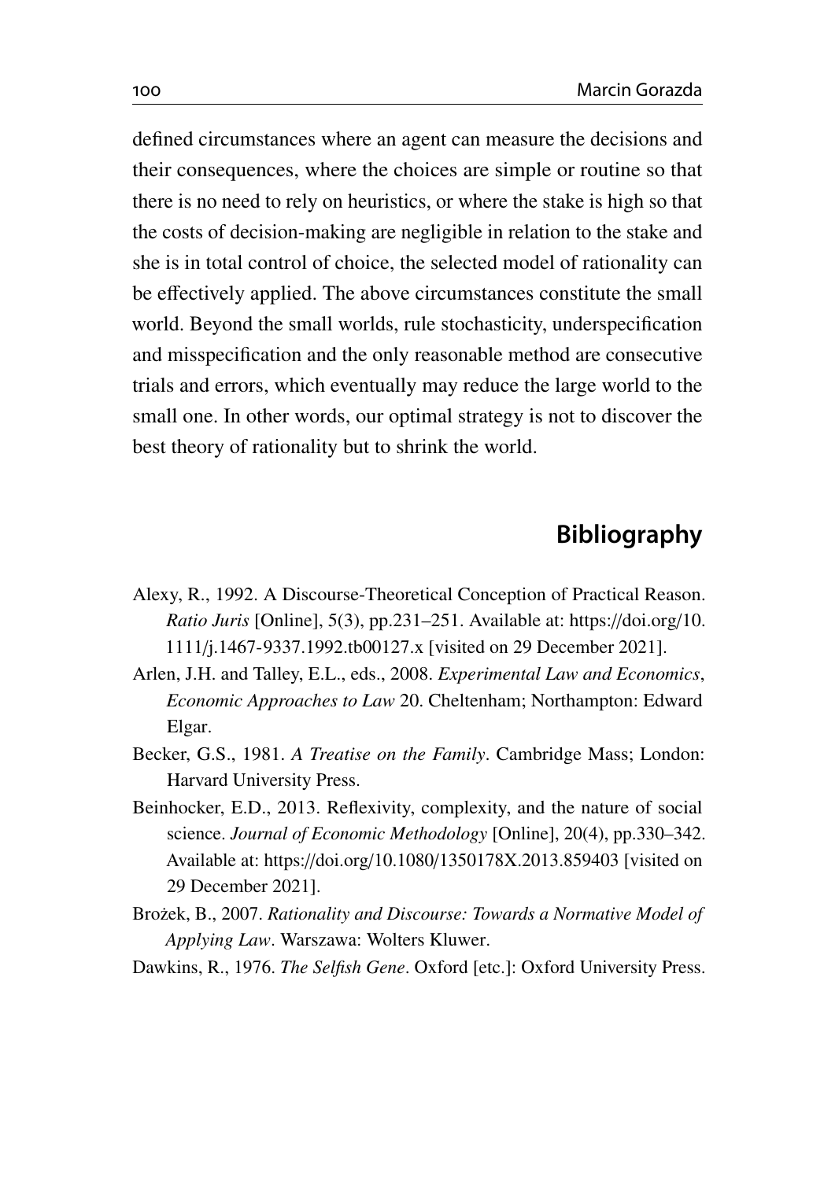defined circumstances where an agent can measure the decisions and their consequences, where the choices are simple or routine so that there is no need to rely on heuristics, or where the stake is high so that the costs of decision-making are negligible in relation to the stake and she is in total control of choice, the selected model of rationality can be effectively applied. The above circumstances constitute the small world. Beyond the small worlds, rule stochasticity, underspecification and misspecification and the only reasonable method are consecutive trials and errors, which eventually may reduce the large world to the small one. In other words, our optimal strategy is not to discover the best theory of rationality but to shrink the world.

## Bibliography

Alexy, R., 1992. A Discourse-Theoretical Conception of Practical Reason. *Ratio Juris* [Online], 5(3), pp.231–251. Available at: https://doi.org/10.1111/j.1467-9337.1992.tb00127.x [visited on 29 December 2021].

Arlen, J.H. and Talley, E.L., eds., 2008. *Experimental Law and Economics*, *Economic Approaches to Law* 20. Cheltenham; Northampton: Edward Elgar.

Becker, G.S., 1981. *A Treatise on the Family*. Cambridge Mass; London: Harvard University Press.

Beinhocker, E.D., 2013. Reflexivity, complexity, and the nature of social science. *Journal of Economic Methodology* [Online], 20(4), pp.330–342. Available at: https://doi.org/10.1080/1350178X.2013.859403 [visited on 29 December 2021].

Brożek, B., 2007. *Rationality and Discourse: Towards a Normative Model of Applying Law*. Warszawa: Wolters Kluwer.

Dawkins, R., 1976. *The Selfish Gene*. Oxford [etc.]: Oxford University Press.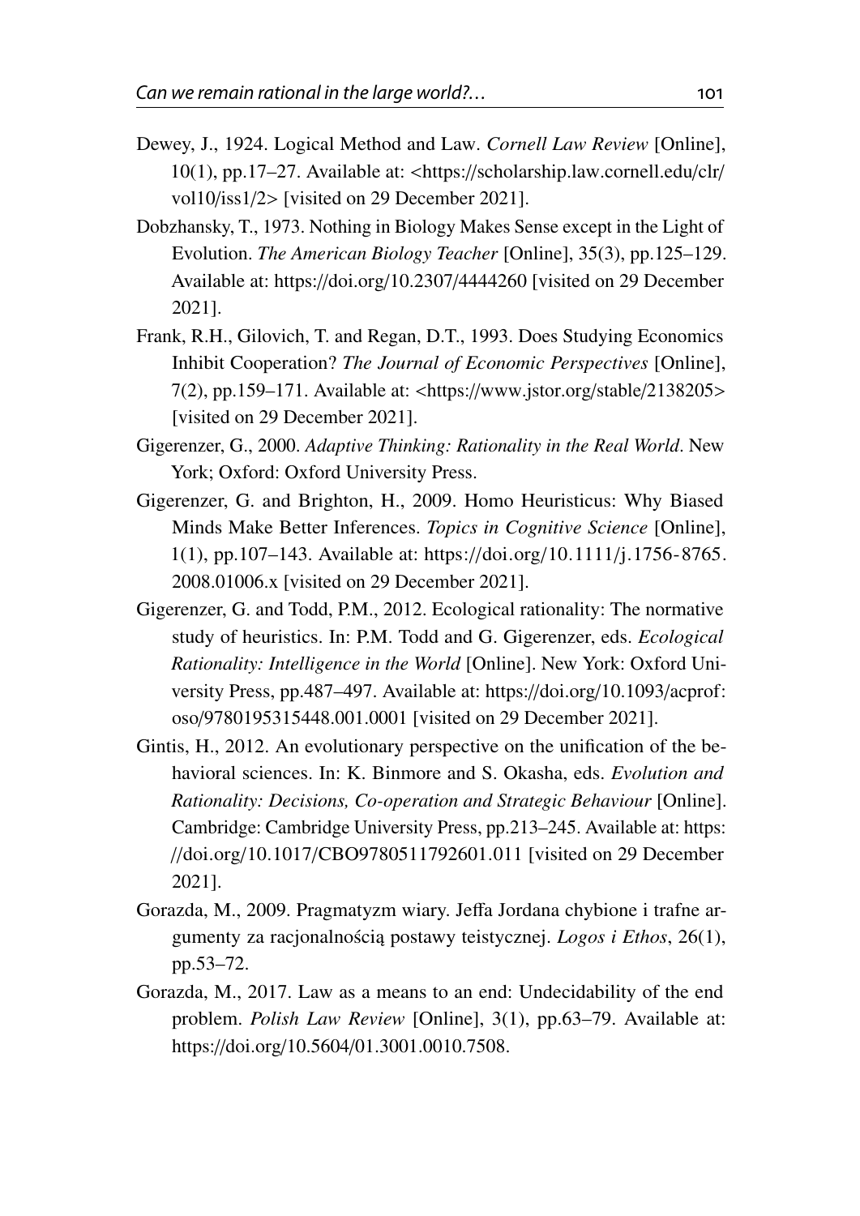Dewey, J., 1924. Logical Method and Law. *Cornell Law Review* [Online], 10(1), pp.17–27. Available at: <https://scholarship.law.cornell.edu/clr/vol10/iss1/2> [visited on 29 December 2021].

Dobzhansky, T., 1973. Nothing in Biology Makes Sense except in the Light of Evolution. *The American Biology Teacher* [Online], 35(3), pp.125–129. Available at: https://doi.org/10.2307/4444260 [visited on 29 December 2021].

Frank, R.H., Gilovich, T. and Regan, D.T., 1993. Does Studying Economics Inhibit Cooperation? *The Journal of Economic Perspectives* [Online], 7(2), pp.159–171. Available at: <https://www.jstor.org/stable/2138205> [visited on 29 December 2021].

Gigerenzer, G., 2000. *Adaptive Thinking: Rationality in the Real World*. New York; Oxford: Oxford University Press.

Gigerenzer, G. and Brighton, H., 2009. Homo Heuristicus: Why Biased Minds Make Better Inferences. *Topics in Cognitive Science* [Online], 1(1), pp.107–143. Available at: https://doi.org/10.1111/j.1756-8765.2008.01006.x [visited on 29 December 2021].

Gigerenzer, G. and Todd, P.M., 2012. Ecological rationality: The normative study of heuristics. In: P.M. Todd and G. Gigerenzer, eds. *Ecological Rationality: Intelligence in the World* [Online]. New York: Oxford University Press, pp.487–497. Available at: https://doi.org/10.1093/acprof:oso/9780195315448.001.0001 [visited on 29 December 2021].

Gintis, H., 2012. An evolutionary perspective on the unification of the behavioral sciences. In: K. Binmore and S. Okasha, eds. *Evolution and Rationality: Decisions, Co-operation and Strategic Behaviour* [Online]. Cambridge: Cambridge University Press, pp.213–245. Available at: https://doi.org/10.1017/CBO9780511792601.011 [visited on 29 December 2021].

Gorazda, M., 2009. Pragmatyzm wiary. Jeffa Jordana chybione i trafne argumenty za racjonalnością postawy teistycznej. *Logos i Ethos*, 26(1), pp.53–72.

Gorazda, M., 2017. Law as a means to an end: Undecidability of the end problem. *Polish Law Review* [Online], 3(1), pp.63–79. Available at: https://doi.org/10.5604/01.3001.0010.7508.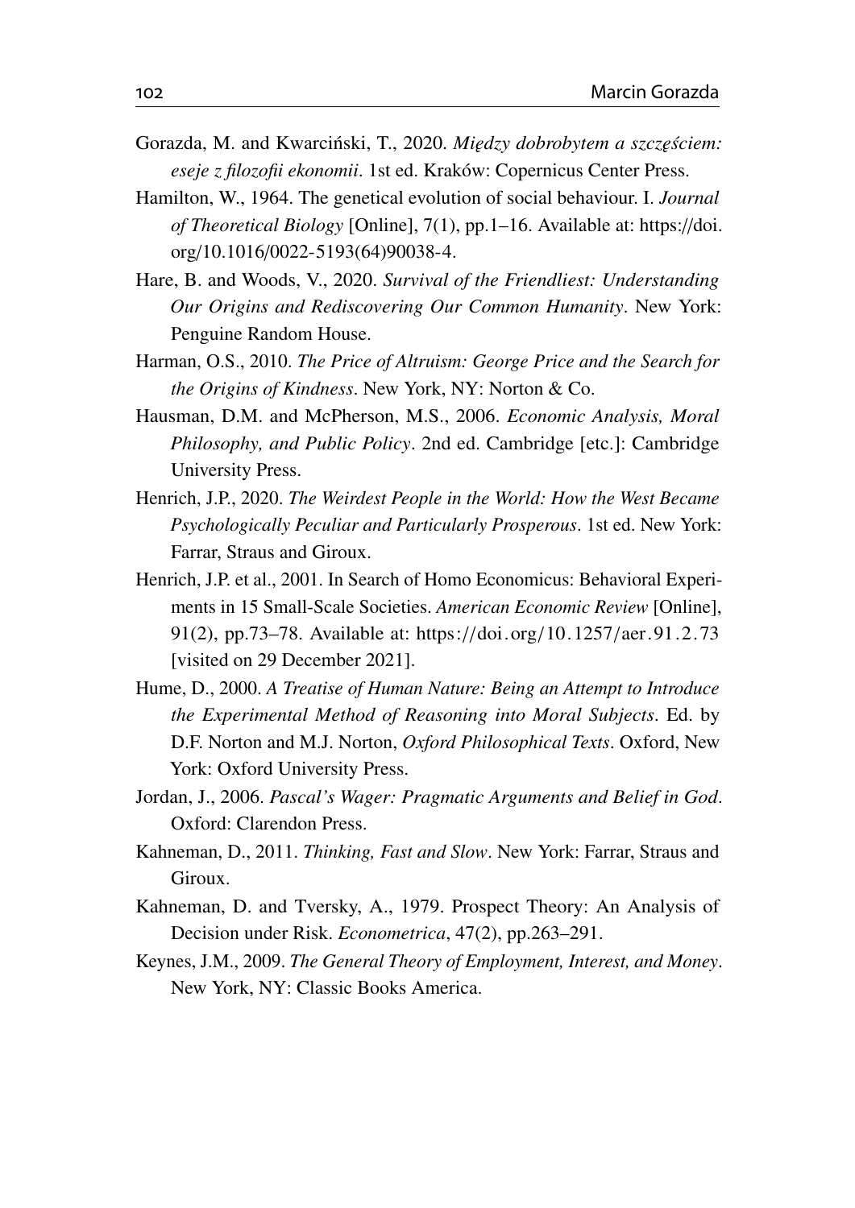Gorazda, M. and Kwarciński, T., 2020. *Między dobrobytem a szczęściem: eseje z filozofii ekonomii*. 1st ed. Kraków: Copernicus Center Press.

Hamilton, W., 1964. The genetical evolution of social behaviour. I. *Journal of Theoretical Biology* [Online], 7(1), pp.1–16. Available at: https://doi.org/10.1016/0022-5193(64)90038-4.

Hare, B. and Woods, V., 2020. *Survival of the Friendliest: Understanding Our Origins and Rediscovering Our Common Humanity*. New York: Penguine Random House.

Harman, O.S., 2010. *The Price of Altruism: George Price and the Search for the Origins of Kindness*. New York, NY: Norton & Co.

Hausman, D.M. and McPherson, M.S., 2006. *Economic Analysis, Moral Philosophy, and Public Policy*. 2nd ed. Cambridge [etc.]: Cambridge University Press.

Henrich, J.P., 2020. *The Weirdest People in the World: How the West Became Psychologically Peculiar and Particularly Prosperous*. 1st ed. New York: Farrar, Straus and Giroux.

Henrich, J.P. et al., 2001. In Search of Homo Economicus: Behavioral Experiments in 15 Small-Scale Societies. *American Economic Review* [Online], 91(2), pp.73–78. Available at: https://doi.org/10.1257/aer.91.2.73 [visited on 29 December 2021].

Hume, D., 2000. *A Treatise of Human Nature: Being an Attempt to Introduce the Experimental Method of Reasoning into Moral Subjects*. Ed. by D.F. Norton and M.J. Norton, *Oxford Philosophical Texts*. Oxford, New York: Oxford University Press.

Jordan, J., 2006. *Pascal's Wager: Pragmatic Arguments and Belief in God*. Oxford: Clarendon Press.

Kahneman, D., 2011. *Thinking, Fast and Slow*. New York: Farrar, Straus and Giroux.

Kahneman, D. and Tversky, A., 1979. Prospect Theory: An Analysis of Decision under Risk. *Econometrica*, 47(2), pp.263–291.

Keynes, J.M., 2009. *The General Theory of Employment, Interest, and Money*. New York, NY: Classic Books America.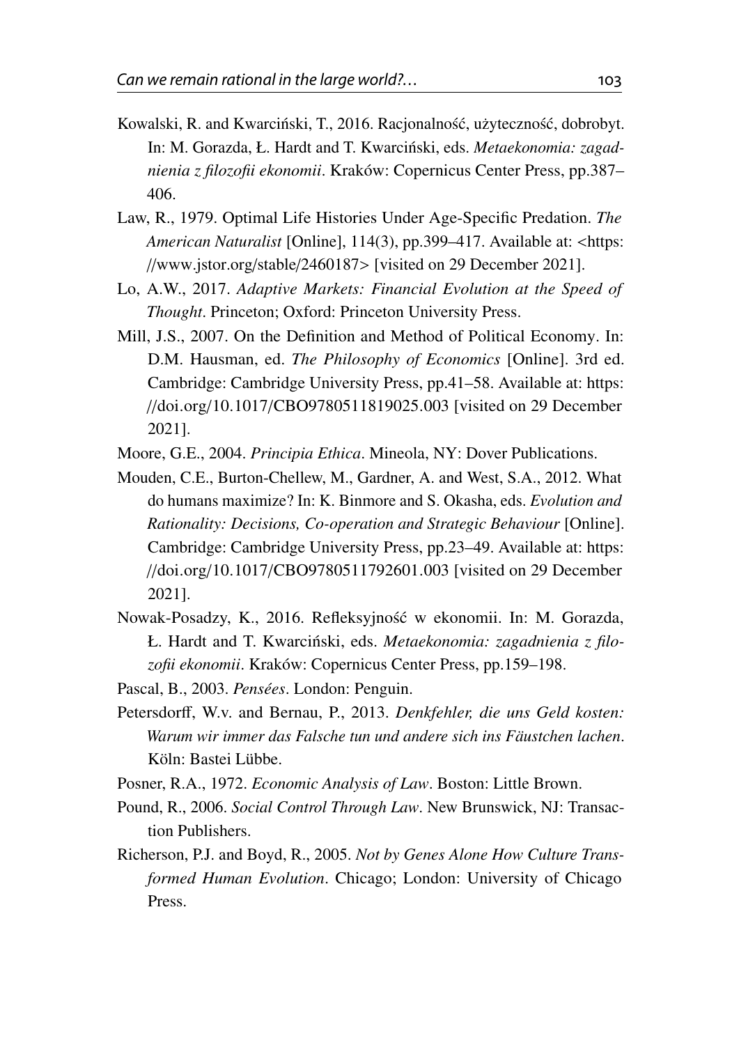Kowalski, R. and Kwarciński, T., 2016. Racjonalność, użyteczność, dobrobyt. In: M. Gorazda, Ł. Hardt and T. Kwarciński, eds. *Metaekonomia: zagadnienia z filozofii ekonomii*. Kraków: Copernicus Center Press, pp.387–406.

Law, R., 1979. Optimal Life Histories Under Age-Specific Predation. *The American Naturalist* [Online], 114(3), pp.399–417. Available at: <https://www.jstor.org/stable/2460187> [visited on 29 December 2021].

Lo, A.W., 2017. *Adaptive Markets: Financial Evolution at the Speed of Thought*. Princeton; Oxford: Princeton University Press.

Mill, J.S., 2007. On the Definition and Method of Political Economy. In: D.M. Hausman, ed. *The Philosophy of Economics* [Online]. 3rd ed. Cambridge: Cambridge University Press, pp.41–58. Available at: https://doi.org/10.1017/CBO9780511819025.003 [visited on 29 December 2021].

Moore, G.E., 2004. *Principia Ethica*. Mineola, NY: Dover Publications.

Mouden, C.E., Burton-Chellew, M., Gardner, A. and West, S.A., 2012. What do humans maximize? In: K. Binmore and S. Okasha, eds. *Evolution and Rationality: Decisions, Co-operation and Strategic Behaviour* [Online]. Cambridge: Cambridge University Press, pp.23–49. Available at: https://doi.org/10.1017/CBO9780511792601.003 [visited on 29 December 2021].

Nowak-Posadzy, K., 2016. Refleksyjność w ekonomii. In: M. Gorazda, Ł. Hardt and T. Kwarciński, eds. *Metaekonomia: zagadnienia z filozofii ekonomii*. Kraków: Copernicus Center Press, pp.159–198.

Pascal, B., 2003. *Pensées*. London: Penguin.

Petersdorff, W.v. and Bernau, P., 2013. *Denkfehler, die uns Geld kosten: Warum wir immer das Falsche tun und andere sich ins Fäustchen lachen*. Köln: Bastei Lübbe.

Posner, R.A., 1972. *Economic Analysis of Law*. Boston: Little Brown.

Pound, R., 2006. *Social Control Through Law*. New Brunswick, NJ: Transaction Publishers.

Richerson, P.J. and Boyd, R., 2005. *Not by Genes Alone How Culture Transformed Human Evolution*. Chicago; London: University of Chicago Press.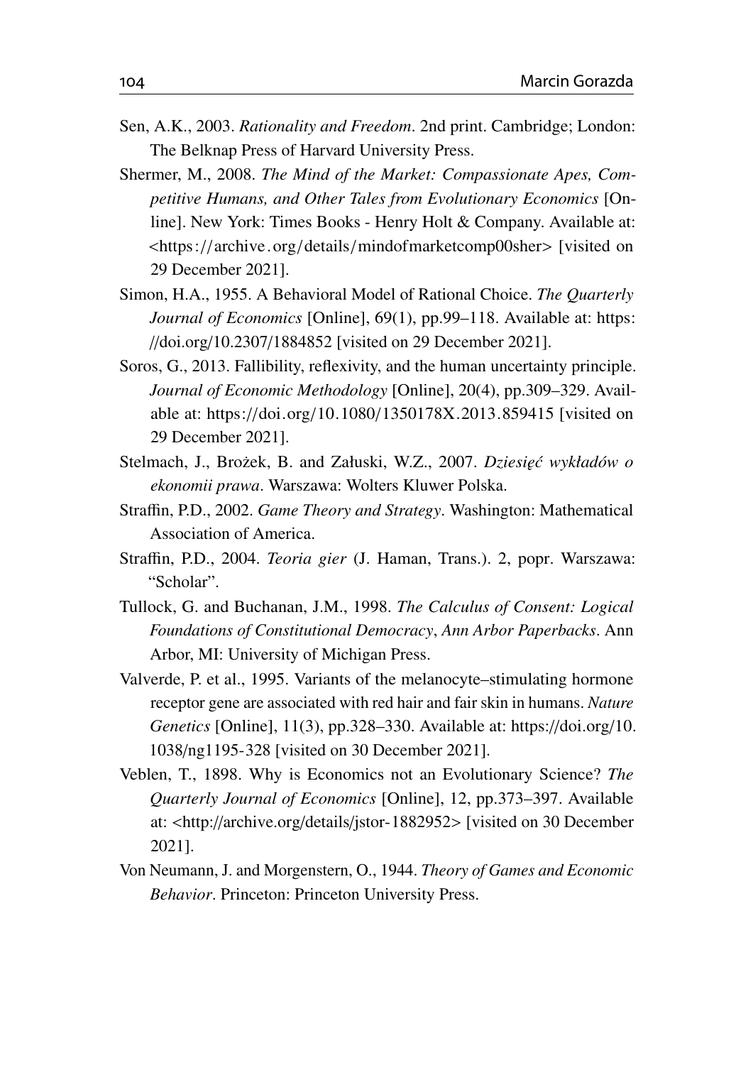Sen, A.K., 2003. *Rationality and Freedom*. 2nd print. Cambridge; London: The Belknap Press of Harvard University Press.

Shermer, M., 2008. *The Mind of the Market: Compassionate Apes, Competitive Humans, and Other Tales from Evolutionary Economics* [Online]. New York: Times Books - Henry Holt & Company. Available at: <https://archive.org/details/mindofmarketcomp00sher> [visited on 29 December 2021].

Simon, H.A., 1955. A Behavioral Model of Rational Choice. *The Quarterly Journal of Economics* [Online], 69(1), pp.99–118. Available at: https://doi.org/10.2307/1884852 [visited on 29 December 2021].

Soros, G., 2013. Fallibility, reflexivity, and the human uncertainty principle. *Journal of Economic Methodology* [Online], 20(4), pp.309–329. Available at: https://doi.org/10.1080/1350178X.2013.859415 [visited on 29 December 2021].

Stelmach, J., Brożek, B. and Załuski, W.Z., 2007. *Dziesięć wykładów o ekonomii prawa*. Warszawa: Wolters Kluwer Polska.

Straffin, P.D., 2002. *Game Theory and Strategy*. Washington: Mathematical Association of America.

Straffin, P.D., 2004. *Teoria gier* (J. Haman, Trans.). 2, popr. Warszawa: "Scholar".

Tullock, G. and Buchanan, J.M., 1998. *The Calculus of Consent: Logical Foundations of Constitutional Democracy*, *Ann Arbor Paperbacks*. Ann Arbor, MI: University of Michigan Press.

Valverde, P. et al., 1995. Variants of the melanocyte–stimulating hormone receptor gene are associated with red hair and fair skin in humans. *Nature Genetics* [Online], 11(3), pp.328–330. Available at: https://doi.org/10.1038/ng1195-328 [visited on 30 December 2021].

Veblen, T., 1898. Why is Economics not an Evolutionary Science? *The Quarterly Journal of Economics* [Online], 12, pp.373–397. Available at: <http://archive.org/details/jstor-1882952> [visited on 30 December 2021].

Von Neumann, J. and Morgenstern, O., 1944. *Theory of Games and Economic Behavior*. Princeton: Princeton University Press.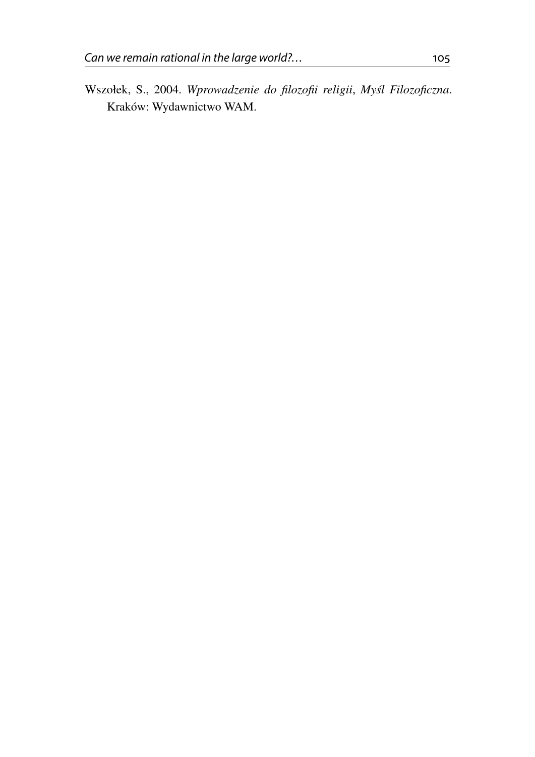Wszołek, S., 2004. *Wprowadzenie do filozofii religii*, *Myśl Filozoficzna*. Kraków: Wydawnictwo WAM.